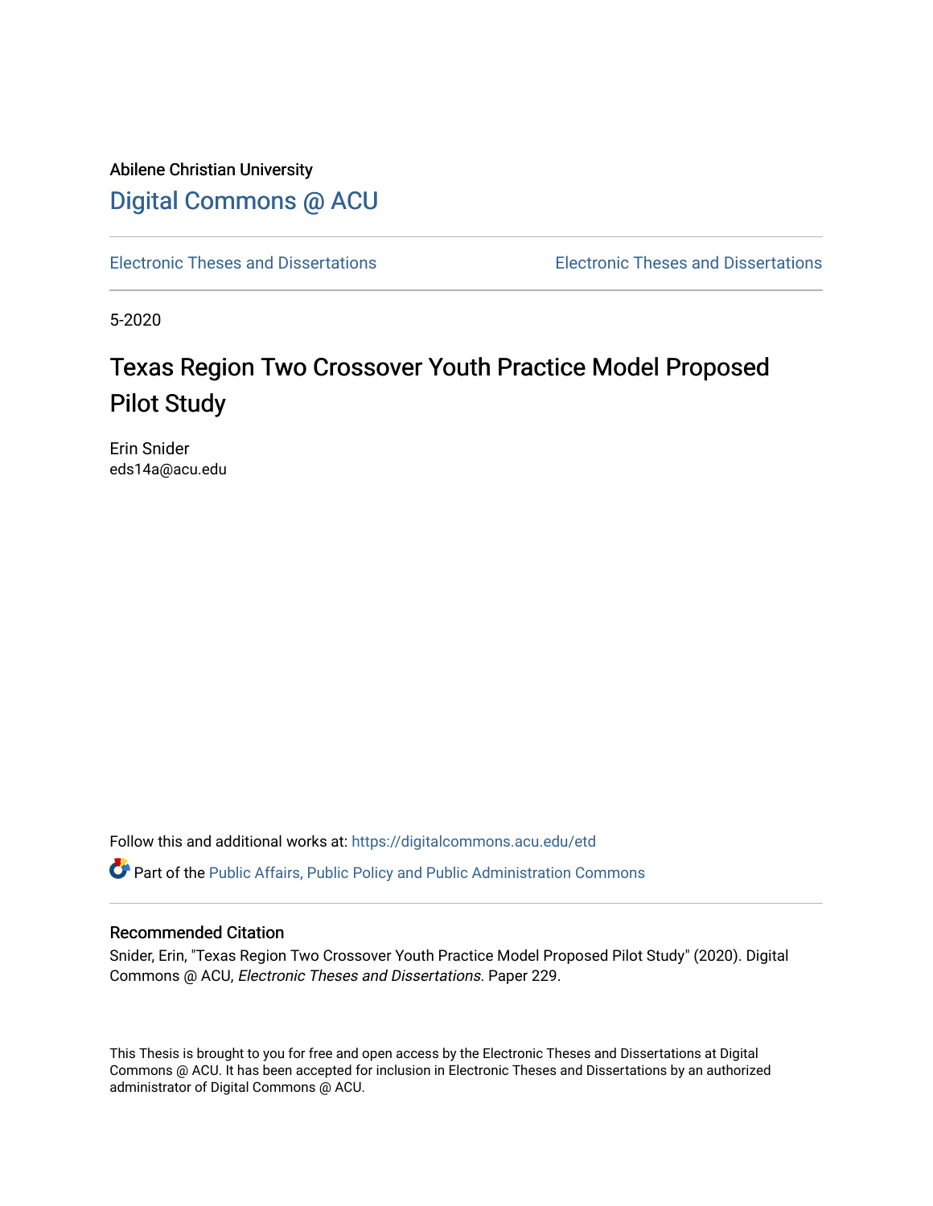Abilene Christian University

# Digital Commons @ ACU

Electronic Theses and Dissertations | Electronic Theses and Dissertations

5-2020

# Texas Region Two Crossover Youth Practice Model Proposed Pilot Study

Erin Snider
eds14a@acu.edu

Follow this and additional works at: https://digitalcommons.acu.edu/etd

Part of the Public Affairs, Public Policy and Public Administration Commons

## Recommended Citation

Snider, Erin, "Texas Region Two Crossover Youth Practice Model Proposed Pilot Study" (2020). Digital Commons @ ACU, *Electronic Theses and Dissertations.* Paper 229.

This Thesis is brought to you for free and open access by the Electronic Theses and Dissertations at Digital Commons @ ACU. It has been accepted for inclusion in Electronic Theses and Dissertations by an authorized administrator of Digital Commons @ ACU.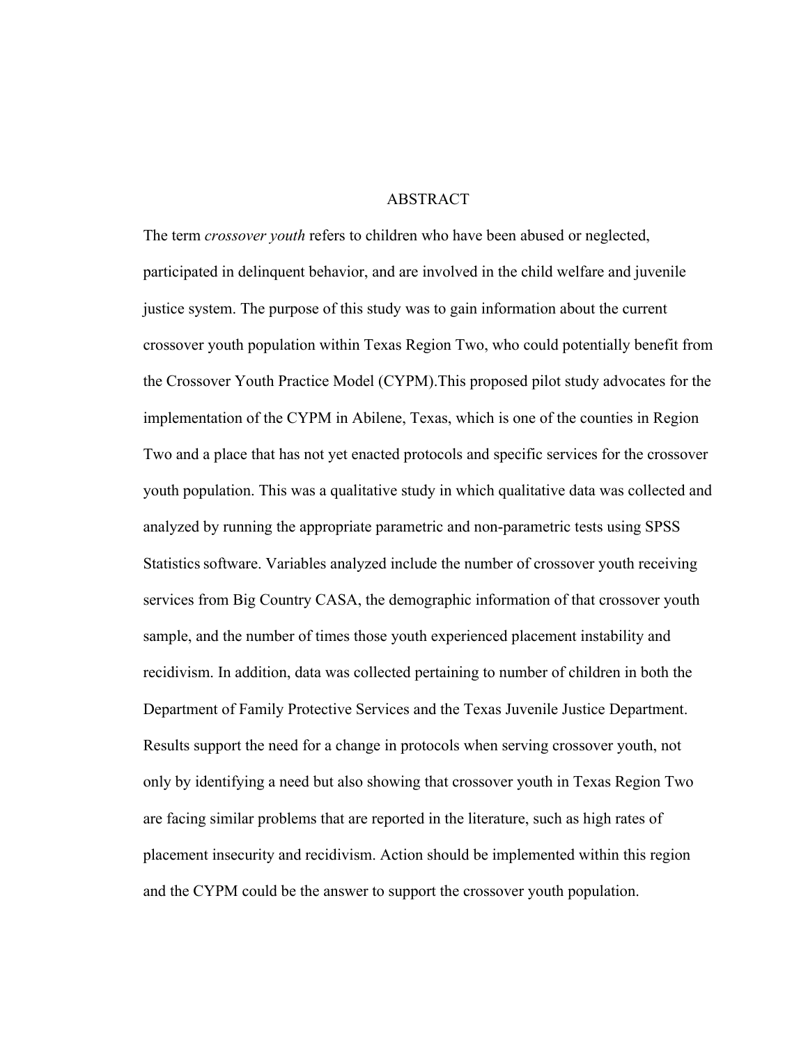# ABSTRACT

The term *crossover youth* refers to children who have been abused or neglected, participated in delinquent behavior, and are involved in the child welfare and juvenile justice system. The purpose of this study was to gain information about the current crossover youth population within Texas Region Two, who could potentially benefit from the Crossover Youth Practice Model (CYPM).This proposed pilot study advocates for the implementation of the CYPM in Abilene, Texas, which is one of the counties in Region Two and a place that has not yet enacted protocols and specific services for the crossover youth population. This was a qualitative study in which qualitative data was collected and analyzed by running the appropriate parametric and non-parametric tests using SPSS Statistics software. Variables analyzed include the number of crossover youth receiving services from Big Country CASA, the demographic information of that crossover youth sample, and the number of times those youth experienced placement instability and recidivism. In addition, data was collected pertaining to number of children in both the Department of Family Protective Services and the Texas Juvenile Justice Department. Results support the need for a change in protocols when serving crossover youth, not only by identifying a need but also showing that crossover youth in Texas Region Two are facing similar problems that are reported in the literature, such as high rates of placement insecurity and recidivism. Action should be implemented within this region and the CYPM could be the answer to support the crossover youth population.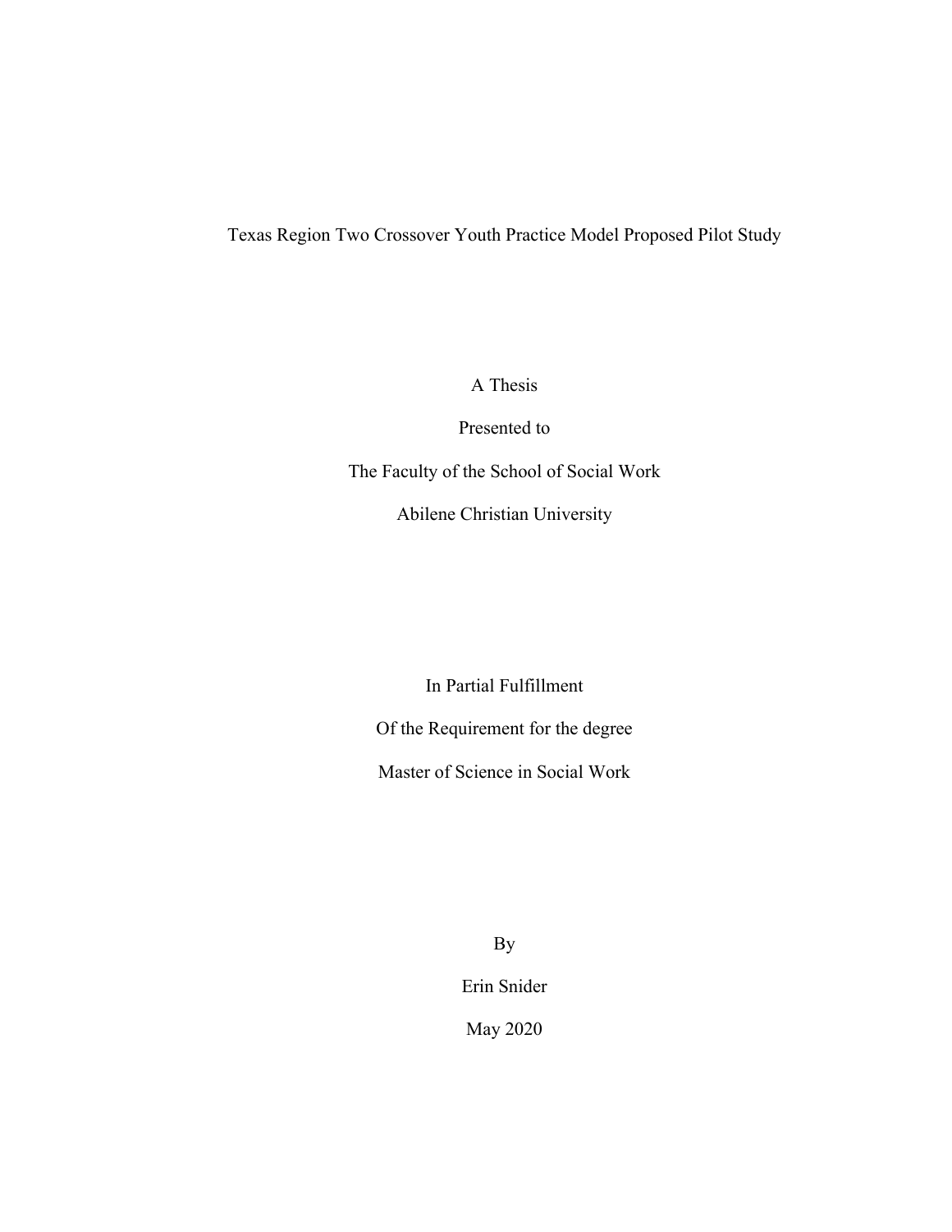# Texas Region Two Crossover Youth Practice Model Proposed Pilot Study

A Thesis

Presented to

The Faculty of the School of Social Work

Abilene Christian University

In Partial Fulfillment

Of the Requirement for the degree

Master of Science in Social Work

By

Erin Snider

May 2020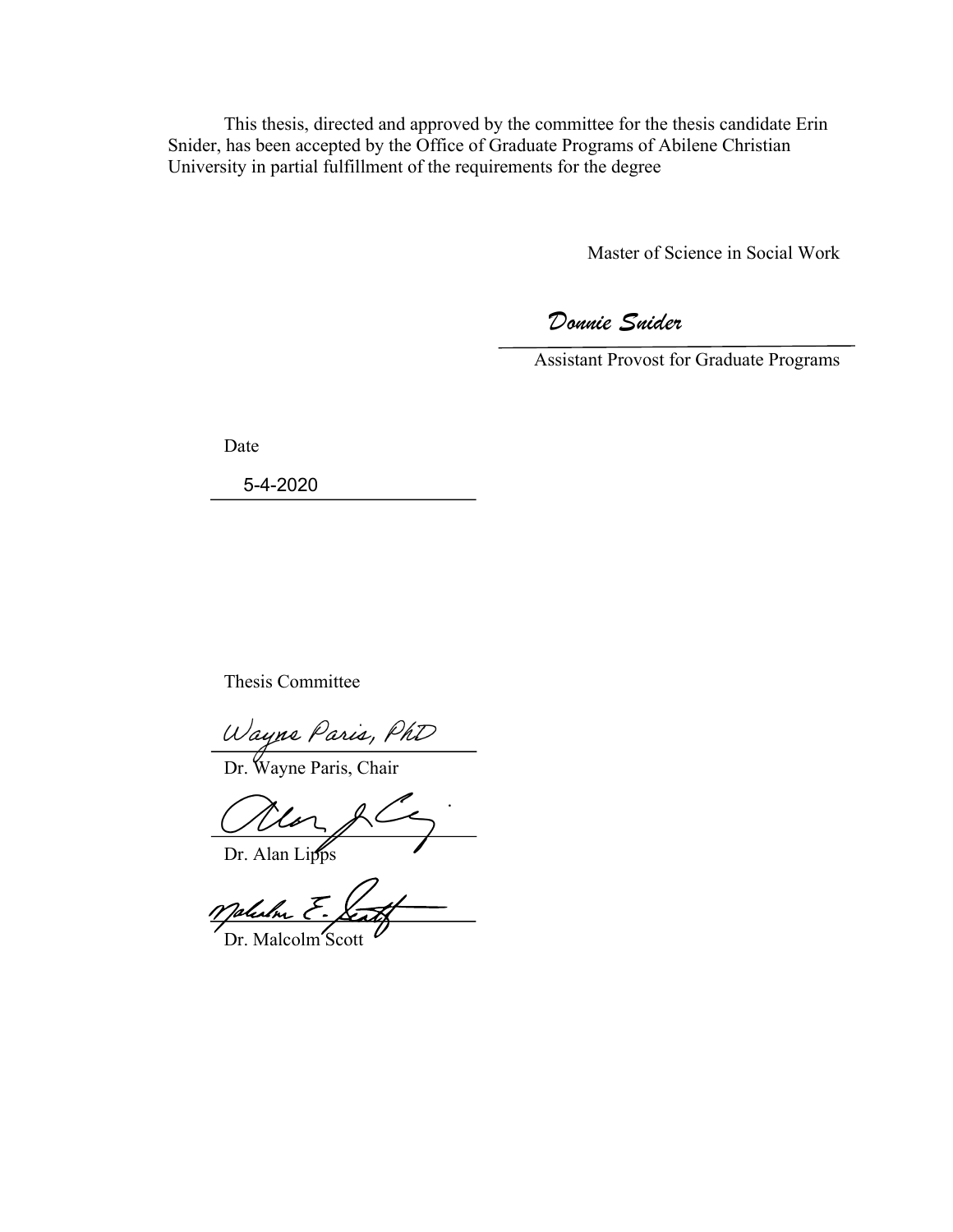This thesis, directed and approved by the committee for the thesis candidate Erin Snider, has been accepted by the Office of Graduate Programs of Abilene Christian University in partial fulfillment of the requirements for the degree

Master of Science in Social Work

*Donnie Snider*

Assistant Provost for Graduate Programs

Date

5-4-2020

Thesis Committee

*Wayne Paris, PhD*

Dr. Wayne Paris, Chair

Dr. Alan Lipps

Dr. Malcolm Scott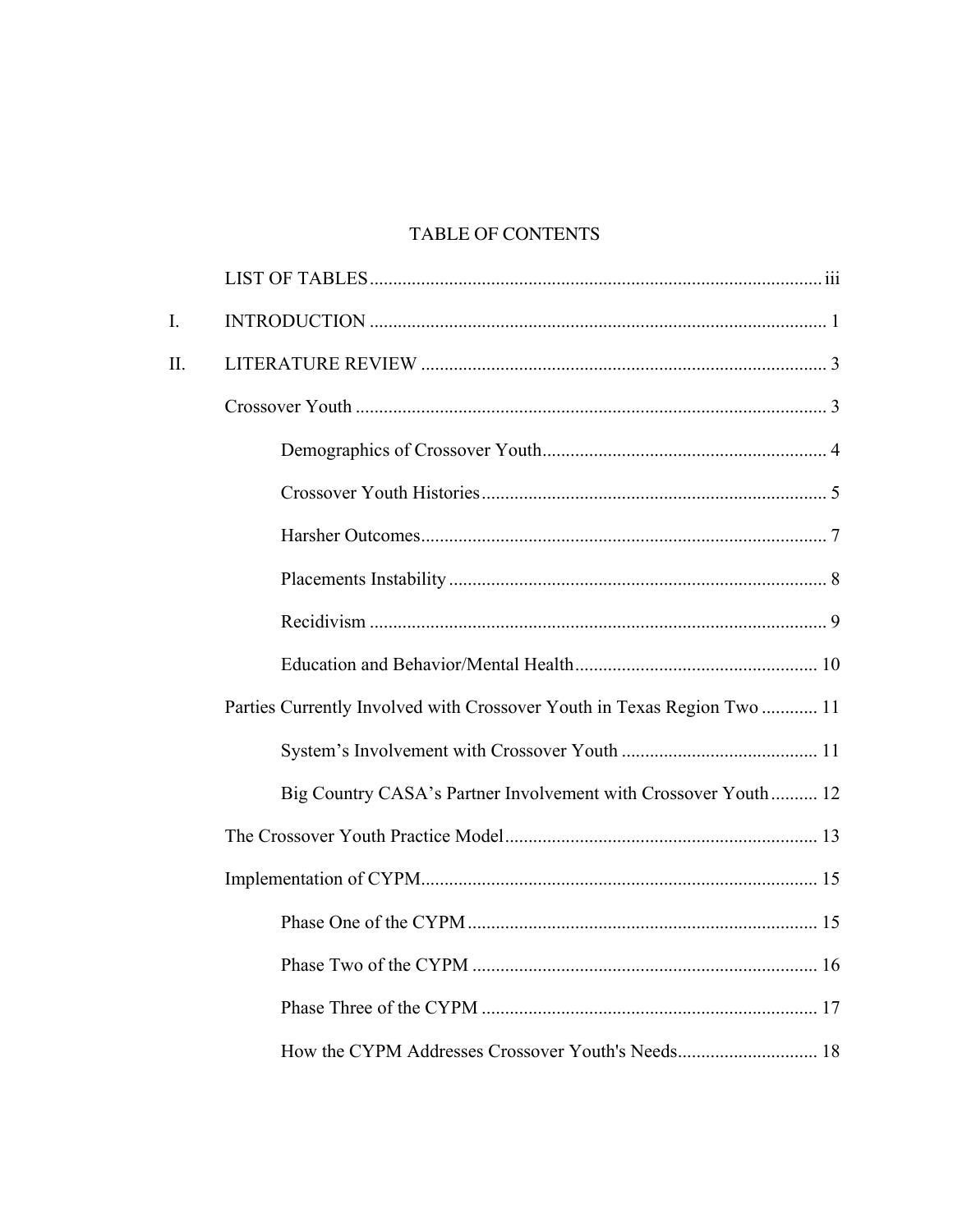# TABLE OF CONTENTS

LIST OF TABLES ................................................................................................ iii

I. INTRODUCTION ................................................................................................ 1

II. LITERATURE REVIEW ...................................................................................... 3

Crossover Youth .................................................................................................... 3

- Demographics of Crossover Youth ............................................................ 4
- Crossover Youth Histories .......................................................................... 5
- Harsher Outcomes ....................................................................................... 7
- Placements Instability ................................................................................. 8
- Recidivism .................................................................................................. 9
- Education and Behavior/Mental Health .................................................... 10

Parties Currently Involved with Crossover Youth in Texas Region Two ............ 11

- System's Involvement with Crossover Youth .......................................... 11
- Big Country CASA's Partner Involvement with Crossover Youth .......... 12

The Crossover Youth Practice Model .................................................................. 13

Implementation of CYPM .................................................................................... 15

- Phase One of the CYPM .......................................................................... 15
- Phase Two of the CYPM .......................................................................... 16
- Phase Three of the CYPM ........................................................................ 17
- How the CYPM Addresses Crossover Youth's Needs .............................. 18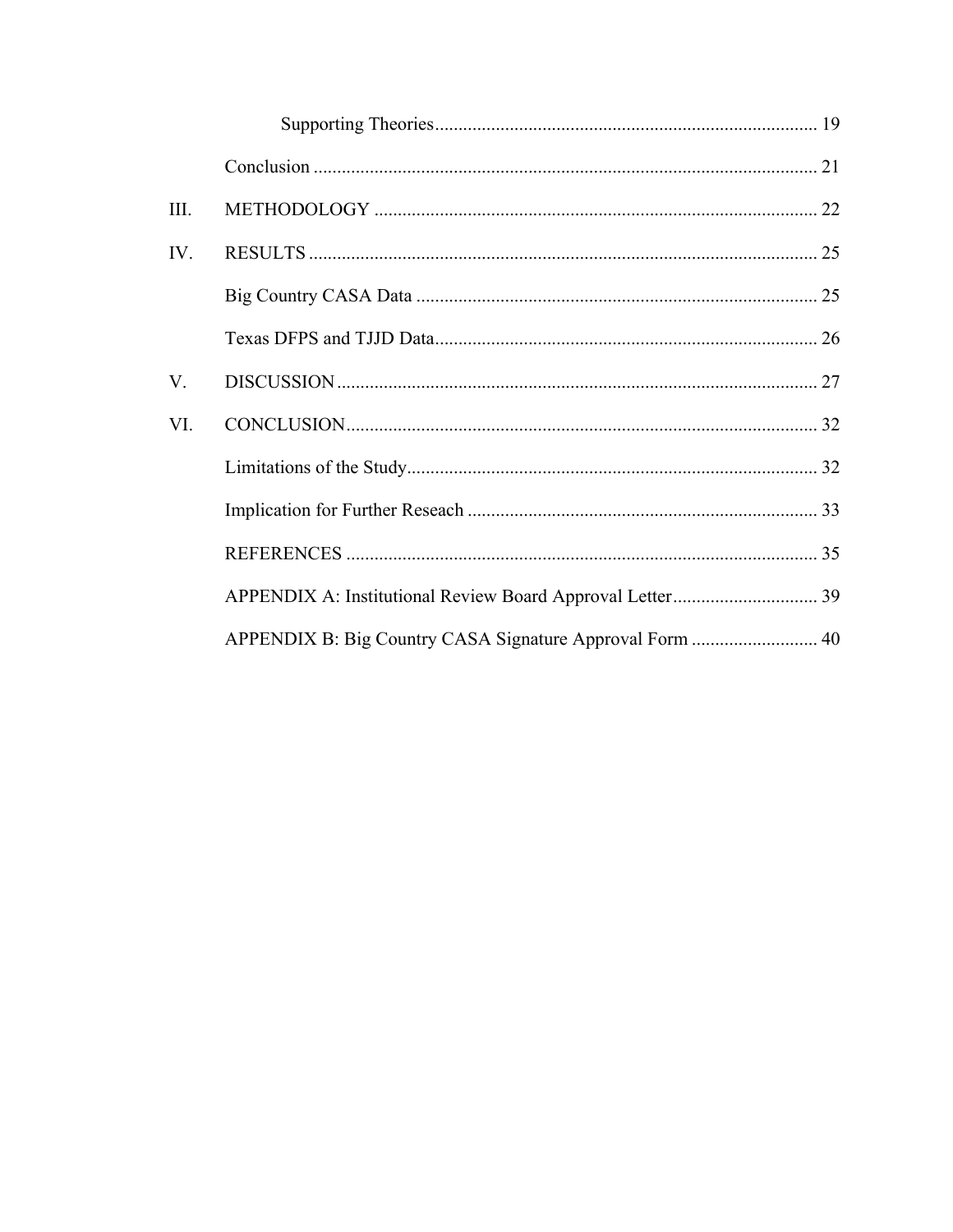Supporting Theories ..... 19

Conclusion ..... 21

III. METHODOLOGY ..... 22

IV. RESULTS ..... 25

Big Country CASA Data ..... 25

Texas DFPS and TJJD Data ..... 26

V. DISCUSSION ..... 27

VI. CONCLUSION ..... 32

Limitations of the Study ..... 32

Implication for Further Reseach ..... 33

REFERENCES ..... 35

APPENDIX A: Institutional Review Board Approval Letter ..... 39

APPENDIX B: Big Country CASA Signature Approval Form ..... 40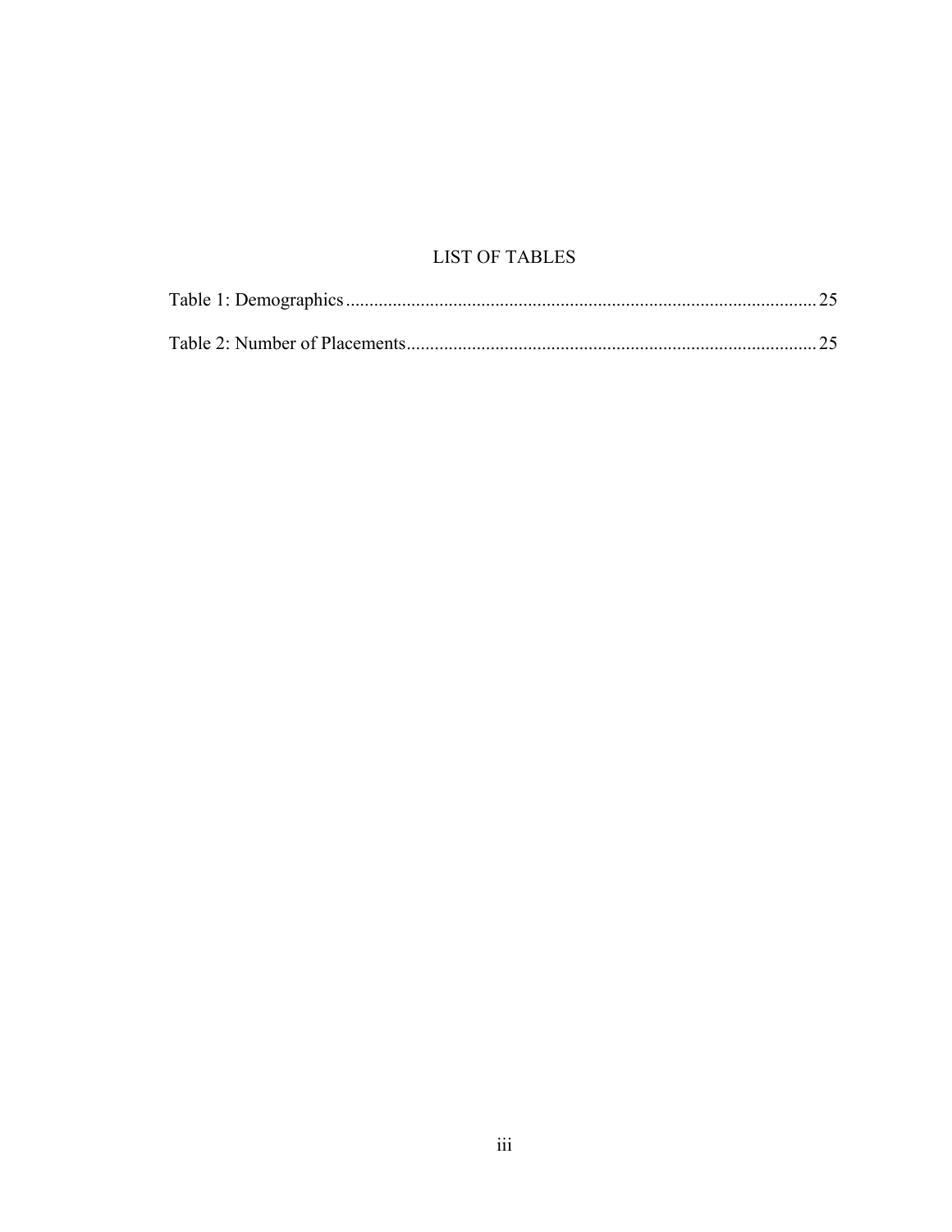# LIST OF TABLES

Table 1: Demographics .................................................................................................... 25

Table 2: Number of Placements ....................................................................................... 25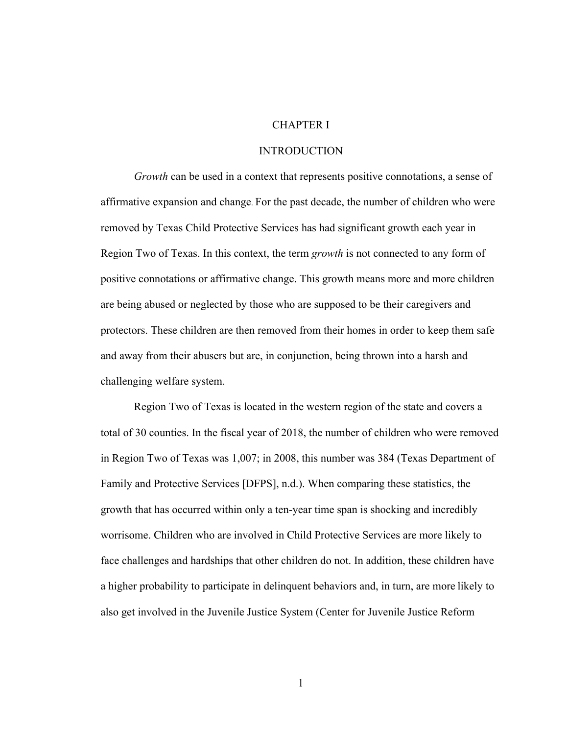# CHAPTER I

# INTRODUCTION

*Growth* can be used in a context that represents positive connotations, a sense of affirmative expansion and change. For the past decade, the number of children who were removed by Texas Child Protective Services has had significant growth each year in Region Two of Texas. In this context, the term *growth* is not connected to any form of positive connotations or affirmative change. This growth means more and more children are being abused or neglected by those who are supposed to be their caregivers and protectors. These children are then removed from their homes in order to keep them safe and away from their abusers but are, in conjunction, being thrown into a harsh and challenging welfare system.

Region Two of Texas is located in the western region of the state and covers a total of 30 counties. In the fiscal year of 2018, the number of children who were removed in Region Two of Texas was 1,007; in 2008, this number was 384 (Texas Department of Family and Protective Services [DFPS], n.d.). When comparing these statistics, the growth that has occurred within only a ten-year time span is shocking and incredibly worrisome. Children who are involved in Child Protective Services are more likely to face challenges and hardships that other children do not. In addition, these children have a higher probability to participate in delinquent behaviors and, in turn, are more likely to also get involved in the Juvenile Justice System (Center for Juvenile Justice Reform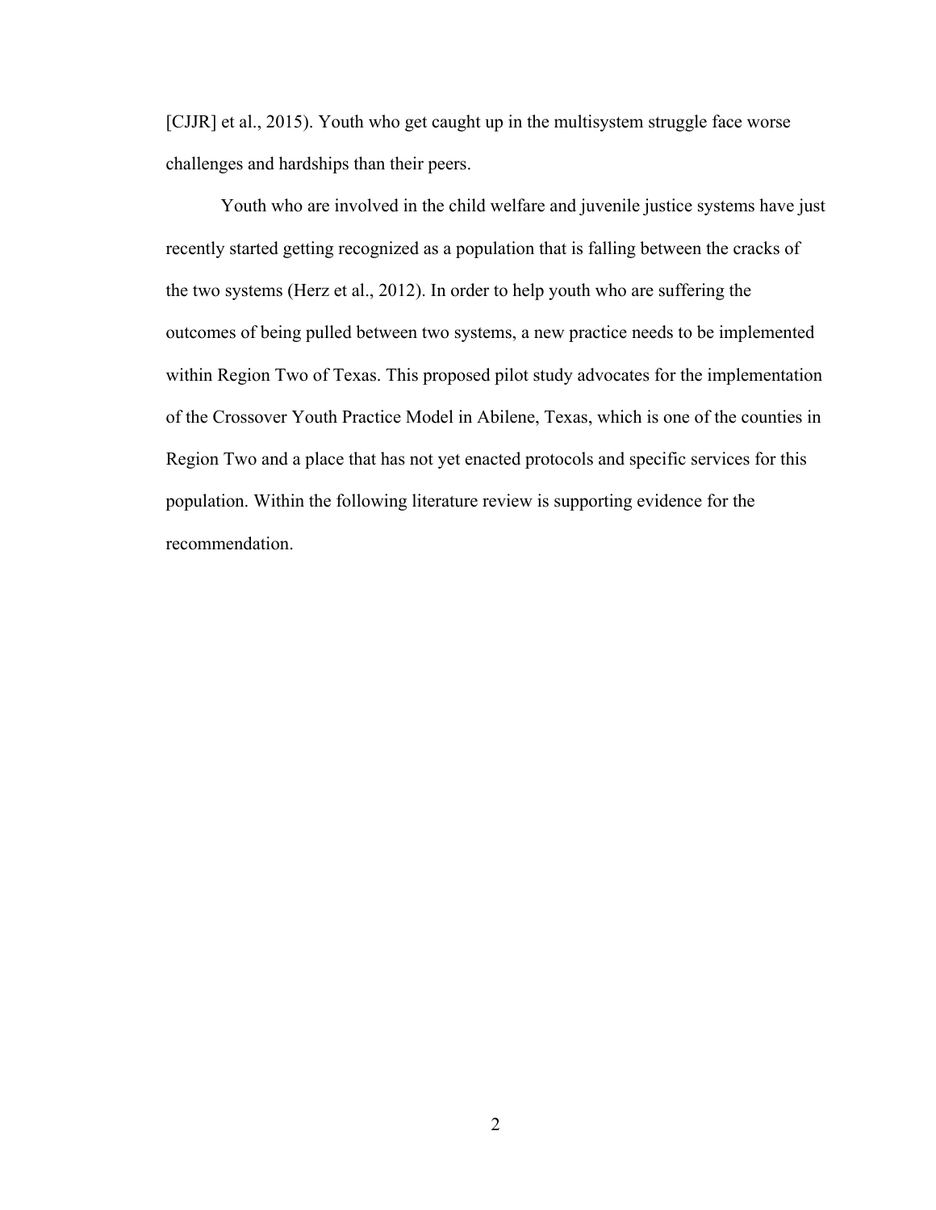[CJJR] et al., 2015). Youth who get caught up in the multisystem struggle face worse challenges and hardships than their peers.

Youth who are involved in the child welfare and juvenile justice systems have just recently started getting recognized as a population that is falling between the cracks of the two systems (Herz et al., 2012). In order to help youth who are suffering the outcomes of being pulled between two systems, a new practice needs to be implemented within Region Two of Texas. This proposed pilot study advocates for the implementation of the Crossover Youth Practice Model in Abilene, Texas, which is one of the counties in Region Two and a place that has not yet enacted protocols and specific services for this population. Within the following literature review is supporting evidence for the recommendation.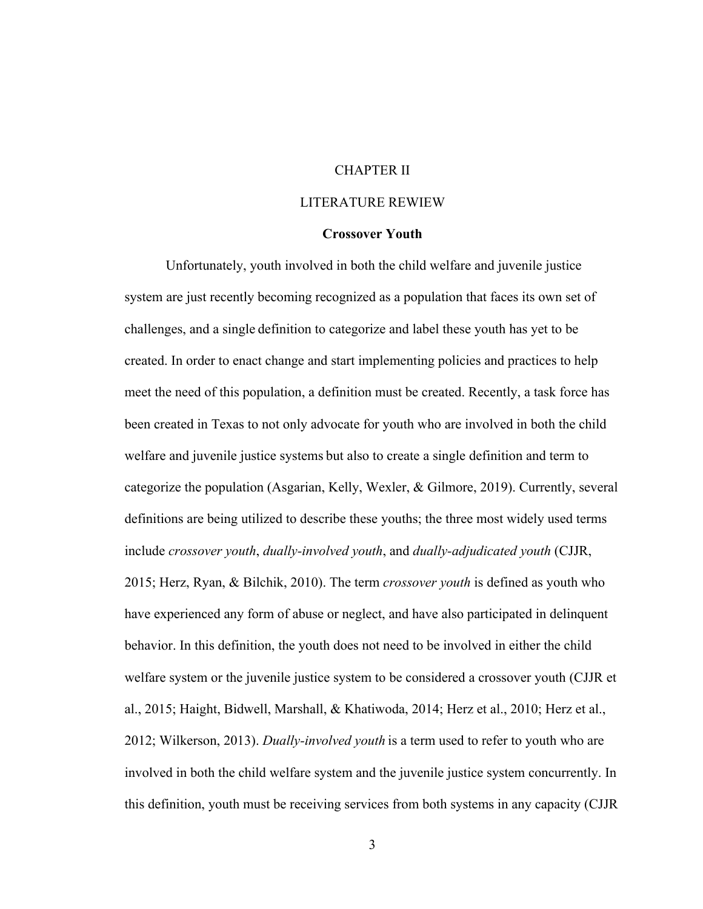# CHAPTER II

# LITERATURE REWIEW

## Crossover Youth

Unfortunately, youth involved in both the child welfare and juvenile justice system are just recently becoming recognized as a population that faces its own set of challenges, and a single definition to categorize and label these youth has yet to be created. In order to enact change and start implementing policies and practices to help meet the need of this population, a definition must be created. Recently, a task force has been created in Texas to not only advocate for youth who are involved in both the child welfare and juvenile justice systems but also to create a single definition and term to categorize the population (Asgarian, Kelly, Wexler, & Gilmore, 2019). Currently, several definitions are being utilized to describe these youths; the three most widely used terms include *crossover youth*, *dually-involved youth*, and *dually-adjudicated youth* (CJJR, 2015; Herz, Ryan, & Bilchik, 2010). The term *crossover youth* is defined as youth who have experienced any form of abuse or neglect, and have also participated in delinquent behavior. In this definition, the youth does not need to be involved in either the child welfare system or the juvenile justice system to be considered a crossover youth (CJJR et al., 2015; Haight, Bidwell, Marshall, & Khatiwoda, 2014; Herz et al., 2010; Herz et al., 2012; Wilkerson, 2013). *Dually-involved youth* is a term used to refer to youth who are involved in both the child welfare system and the juvenile justice system concurrently. In this definition, youth must be receiving services from both systems in any capacity (CJJR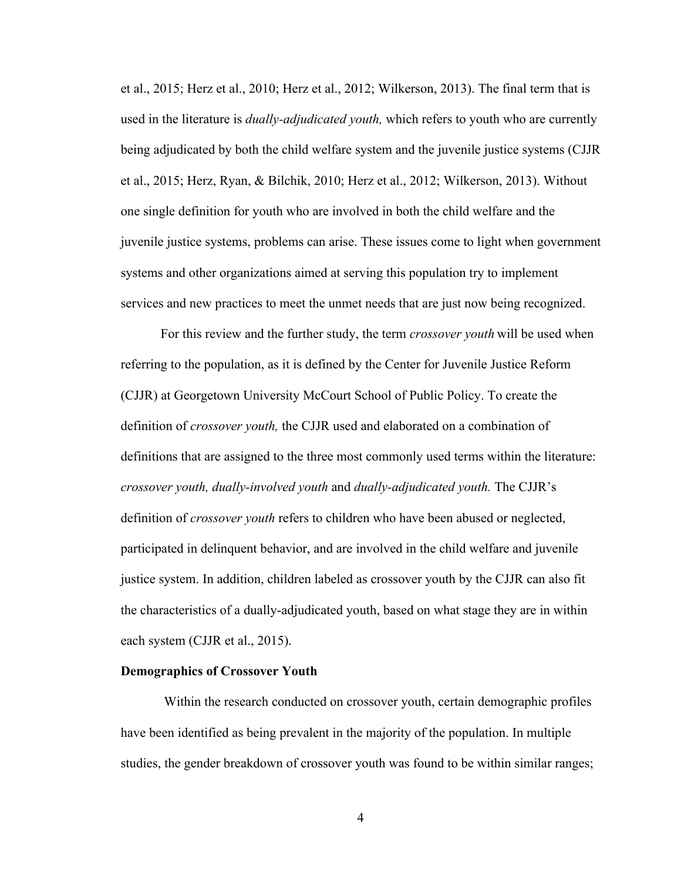et al., 2015; Herz et al., 2010; Herz et al., 2012; Wilkerson, 2013). The final term that is used in the literature is *dually-adjudicated youth,* which refers to youth who are currently being adjudicated by both the child welfare system and the juvenile justice systems (CJJR et al., 2015; Herz, Ryan, & Bilchik, 2010; Herz et al., 2012; Wilkerson, 2013). Without one single definition for youth who are involved in both the child welfare and the juvenile justice systems, problems can arise. These issues come to light when government systems and other organizations aimed at serving this population try to implement services and new practices to meet the unmet needs that are just now being recognized.

For this review and the further study, the term *crossover youth* will be used when referring to the population, as it is defined by the Center for Juvenile Justice Reform (CJJR) at Georgetown University McCourt School of Public Policy. To create the definition of *crossover youth,* the CJJR used and elaborated on a combination of definitions that are assigned to the three most commonly used terms within the literature: *crossover youth, dually-involved youth* and *dually-adjudicated youth.* The CJJR's definition of *crossover youth* refers to children who have been abused or neglected, participated in delinquent behavior, and are involved in the child welfare and juvenile justice system. In addition, children labeled as crossover youth by the CJJR can also fit the characteristics of a dually-adjudicated youth, based on what stage they are in within each system (CJJR et al., 2015).

**Demographics of Crossover Youth**

Within the research conducted on crossover youth, certain demographic profiles have been identified as being prevalent in the majority of the population. In multiple studies, the gender breakdown of crossover youth was found to be within similar ranges;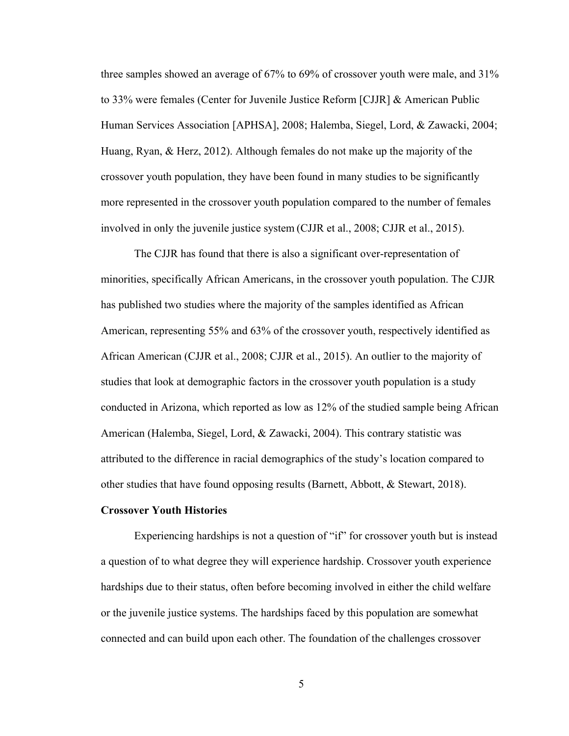three samples showed an average of 67% to 69% of crossover youth were male, and 31% to 33% were females (Center for Juvenile Justice Reform [CJJR] & American Public Human Services Association [APHSA], 2008; Halemba, Siegel, Lord, & Zawacki, 2004; Huang, Ryan, & Herz, 2012). Although females do not make up the majority of the crossover youth population, they have been found in many studies to be significantly more represented in the crossover youth population compared to the number of females involved in only the juvenile justice system (CJJR et al., 2008; CJJR et al., 2015).

The CJJR has found that there is also a significant over-representation of minorities, specifically African Americans, in the crossover youth population. The CJJR has published two studies where the majority of the samples identified as African American, representing 55% and 63% of the crossover youth, respectively identified as African American (CJJR et al., 2008; CJJR et al., 2015). An outlier to the majority of studies that look at demographic factors in the crossover youth population is a study conducted in Arizona, which reported as low as 12% of the studied sample being African American (Halemba, Siegel, Lord, & Zawacki, 2004). This contrary statistic was attributed to the difference in racial demographics of the study's location compared to other studies that have found opposing results (Barnett, Abbott, & Stewart, 2018).

**Crossover Youth Histories**

Experiencing hardships is not a question of "if" for crossover youth but is instead a question of to what degree they will experience hardship. Crossover youth experience hardships due to their status, often before becoming involved in either the child welfare or the juvenile justice systems. The hardships faced by this population are somewhat connected and can build upon each other. The foundation of the challenges crossover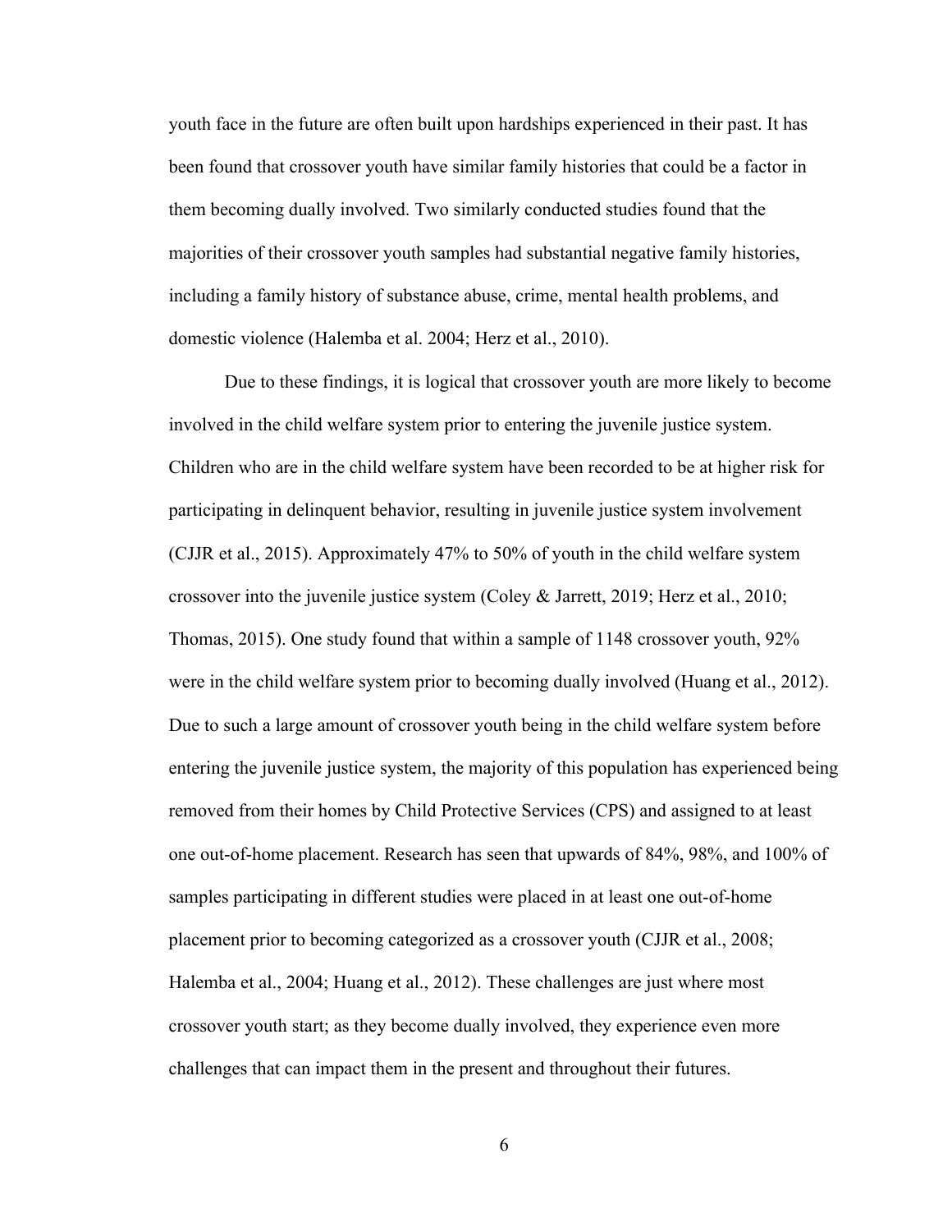youth face in the future are often built upon hardships experienced in their past. It has been found that crossover youth have similar family histories that could be a factor in them becoming dually involved. Two similarly conducted studies found that the majorities of their crossover youth samples had substantial negative family histories, including a family history of substance abuse, crime, mental health problems, and domestic violence (Halemba et al. 2004; Herz et al., 2010).

Due to these findings, it is logical that crossover youth are more likely to become involved in the child welfare system prior to entering the juvenile justice system. Children who are in the child welfare system have been recorded to be at higher risk for participating in delinquent behavior, resulting in juvenile justice system involvement (CJJR et al., 2015). Approximately 47% to 50% of youth in the child welfare system crossover into the juvenile justice system (Coley & Jarrett, 2019; Herz et al., 2010; Thomas, 2015). One study found that within a sample of 1148 crossover youth, 92% were in the child welfare system prior to becoming dually involved (Huang et al., 2012). Due to such a large amount of crossover youth being in the child welfare system before entering the juvenile justice system, the majority of this population has experienced being removed from their homes by Child Protective Services (CPS) and assigned to at least one out-of-home placement. Research has seen that upwards of 84%, 98%, and 100% of samples participating in different studies were placed in at least one out-of-home placement prior to becoming categorized as a crossover youth (CJJR et al., 2008; Halemba et al., 2004; Huang et al., 2012). These challenges are just where most crossover youth start; as they become dually involved, they experience even more challenges that can impact them in the present and throughout their futures.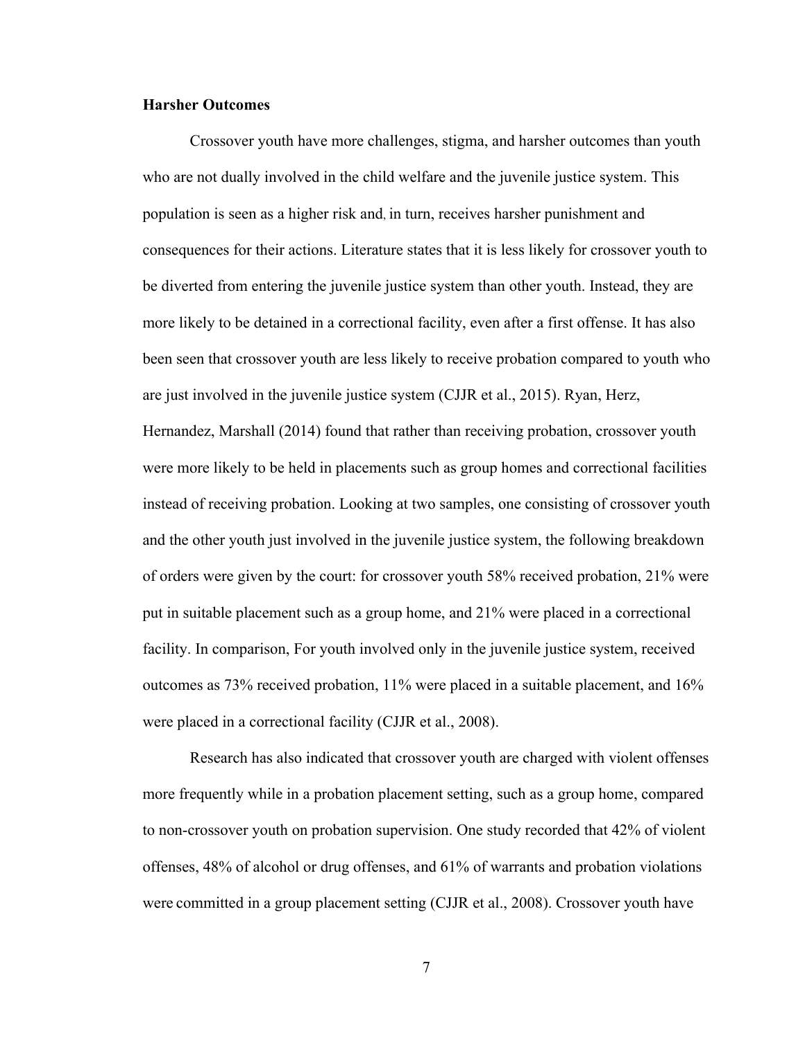**Harsher Outcomes**

Crossover youth have more challenges, stigma, and harsher outcomes than youth who are not dually involved in the child welfare and the juvenile justice system. This population is seen as a higher risk and, in turn, receives harsher punishment and consequences for their actions. Literature states that it is less likely for crossover youth to be diverted from entering the juvenile justice system than other youth. Instead, they are more likely to be detained in a correctional facility, even after a first offense. It has also been seen that crossover youth are less likely to receive probation compared to youth who are just involved in the juvenile justice system (CJJR et al., 2015). Ryan, Herz, Hernandez, Marshall (2014) found that rather than receiving probation, crossover youth were more likely to be held in placements such as group homes and correctional facilities instead of receiving probation. Looking at two samples, one consisting of crossover youth and the other youth just involved in the juvenile justice system, the following breakdown of orders were given by the court: for crossover youth 58% received probation, 21% were put in suitable placement such as a group home, and 21% were placed in a correctional facility. In comparison, For youth involved only in the juvenile justice system, received outcomes as 73% received probation, 11% were placed in a suitable placement, and 16% were placed in a correctional facility (CJJR et al., 2008).

Research has also indicated that crossover youth are charged with violent offenses more frequently while in a probation placement setting, such as a group home, compared to non-crossover youth on probation supervision. One study recorded that 42% of violent offenses, 48% of alcohol or drug offenses, and 61% of warrants and probation violations were committed in a group placement setting (CJJR et al., 2008). Crossover youth have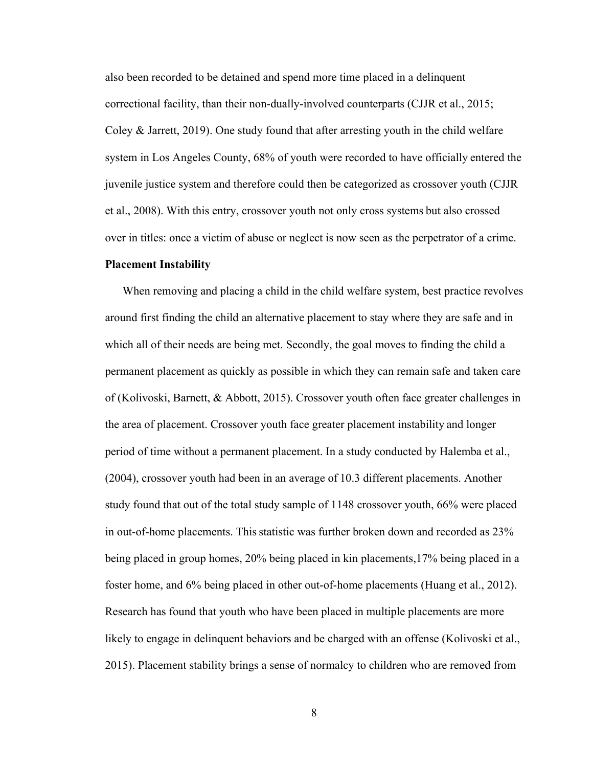also been recorded to be detained and spend more time placed in a delinquent correctional facility, than their non-dually-involved counterparts (CJJR et al., 2015; Coley & Jarrett, 2019). One study found that after arresting youth in the child welfare system in Los Angeles County, 68% of youth were recorded to have officially entered the juvenile justice system and therefore could then be categorized as crossover youth (CJJR et al., 2008). With this entry, crossover youth not only cross systems but also crossed over in titles: once a victim of abuse or neglect is now seen as the perpetrator of a crime.

**Placement Instability**

When removing and placing a child in the child welfare system, best practice revolves around first finding the child an alternative placement to stay where they are safe and in which all of their needs are being met. Secondly, the goal moves to finding the child a permanent placement as quickly as possible in which they can remain safe and taken care of (Kolivoski, Barnett, & Abbott, 2015). Crossover youth often face greater challenges in the area of placement. Crossover youth face greater placement instability and longer period of time without a permanent placement. In a study conducted by Halemba et al., (2004), crossover youth had been in an average of 10.3 different placements. Another study found that out of the total study sample of 1148 crossover youth, 66% were placed in out-of-home placements. This statistic was further broken down and recorded as 23% being placed in group homes, 20% being placed in kin placements,17% being placed in a foster home, and 6% being placed in other out-of-home placements (Huang et al., 2012). Research has found that youth who have been placed in multiple placements are more likely to engage in delinquent behaviors and be charged with an offense (Kolivoski et al., 2015). Placement stability brings a sense of normalcy to children who are removed from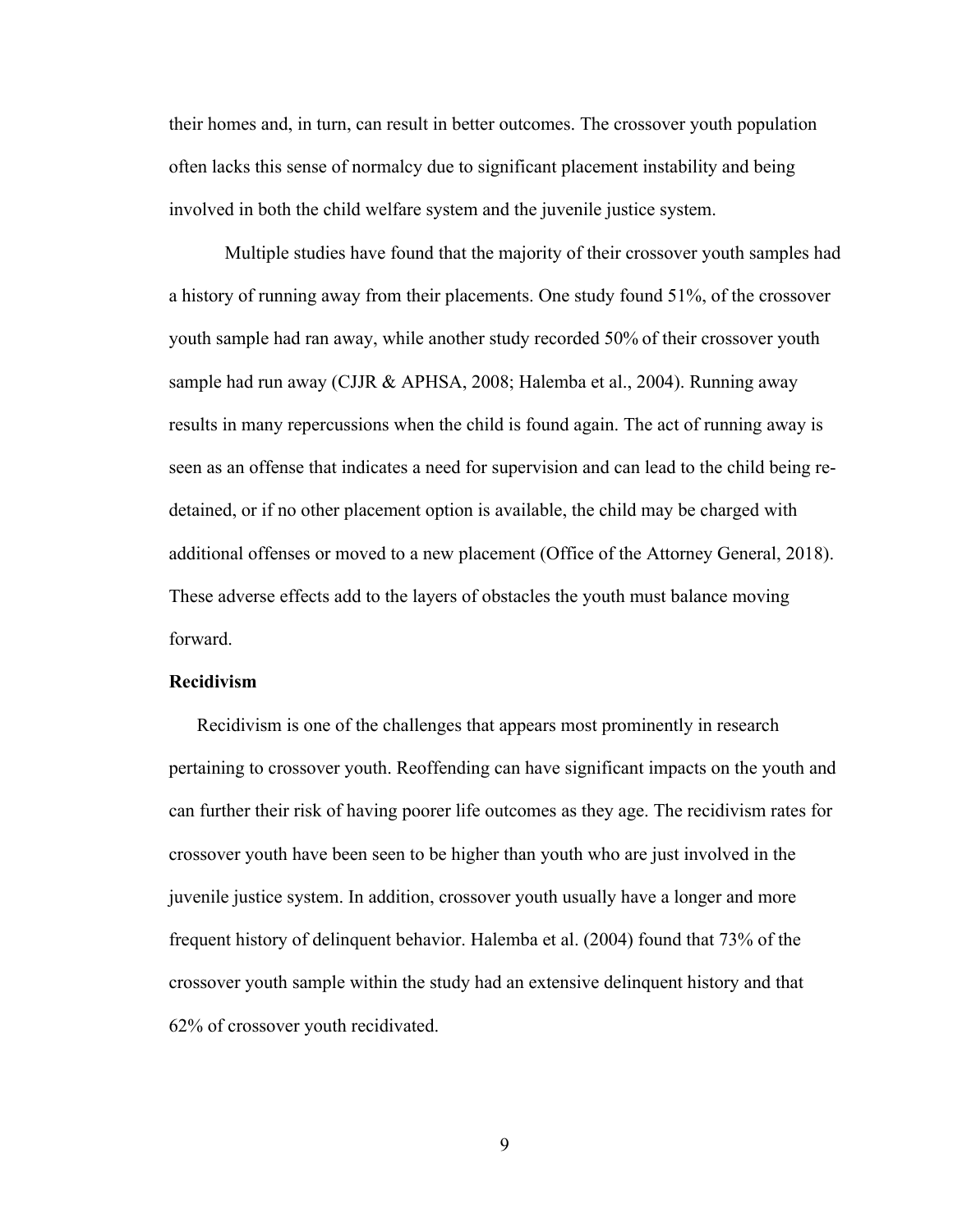their homes and, in turn, can result in better outcomes. The crossover youth population often lacks this sense of normalcy due to significant placement instability and being involved in both the child welfare system and the juvenile justice system.

Multiple studies have found that the majority of their crossover youth samples had a history of running away from their placements. One study found 51%, of the crossover youth sample had ran away, while another study recorded 50% of their crossover youth sample had run away (CJJR & APHSA, 2008; Halemba et al., 2004). Running away results in many repercussions when the child is found again. The act of running away is seen as an offense that indicates a need for supervision and can lead to the child being re-detained, or if no other placement option is available, the child may be charged with additional offenses or moved to a new placement (Office of the Attorney General, 2018). These adverse effects add to the layers of obstacles the youth must balance moving forward.

**Recidivism**

Recidivism is one of the challenges that appears most prominently in research pertaining to crossover youth. Reoffending can have significant impacts on the youth and can further their risk of having poorer life outcomes as they age. The recidivism rates for crossover youth have been seen to be higher than youth who are just involved in the juvenile justice system. In addition, crossover youth usually have a longer and more frequent history of delinquent behavior. Halemba et al. (2004) found that 73% of the crossover youth sample within the study had an extensive delinquent history and that 62% of crossover youth recidivated.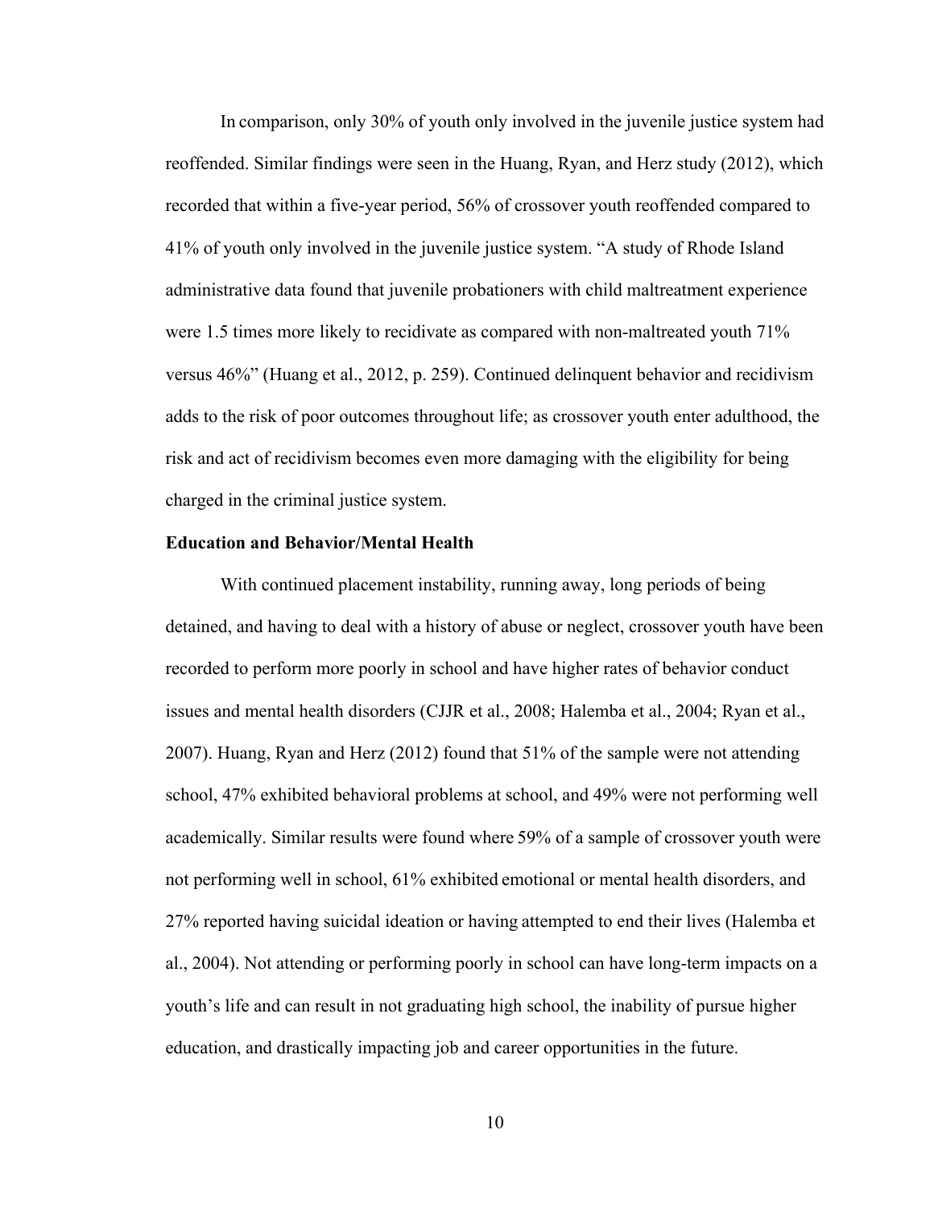In comparison, only 30% of youth only involved in the juvenile justice system had reoffended. Similar findings were seen in the Huang, Ryan, and Herz study (2012), which recorded that within a five-year period, 56% of crossover youth reoffended compared to 41% of youth only involved in the juvenile justice system. "A study of Rhode Island administrative data found that juvenile probationers with child maltreatment experience were 1.5 times more likely to recidivate as compared with non-maltreated youth 71% versus 46%" (Huang et al., 2012, p. 259). Continued delinquent behavior and recidivism adds to the risk of poor outcomes throughout life; as crossover youth enter adulthood, the risk and act of recidivism becomes even more damaging with the eligibility for being charged in the criminal justice system.

**Education and Behavior/Mental Health**

With continued placement instability, running away, long periods of being detained, and having to deal with a history of abuse or neglect, crossover youth have been recorded to perform more poorly in school and have higher rates of behavior conduct issues and mental health disorders (CJJR et al., 2008; Halemba et al., 2004; Ryan et al., 2007). Huang, Ryan and Herz (2012) found that 51% of the sample were not attending school, 47% exhibited behavioral problems at school, and 49% were not performing well academically. Similar results were found where 59% of a sample of crossover youth were not performing well in school, 61% exhibited emotional or mental health disorders, and 27% reported having suicidal ideation or having attempted to end their lives (Halemba et al., 2004). Not attending or performing poorly in school can have long-term impacts on a youth's life and can result in not graduating high school, the inability of pursue higher education, and drastically impacting job and career opportunities in the future.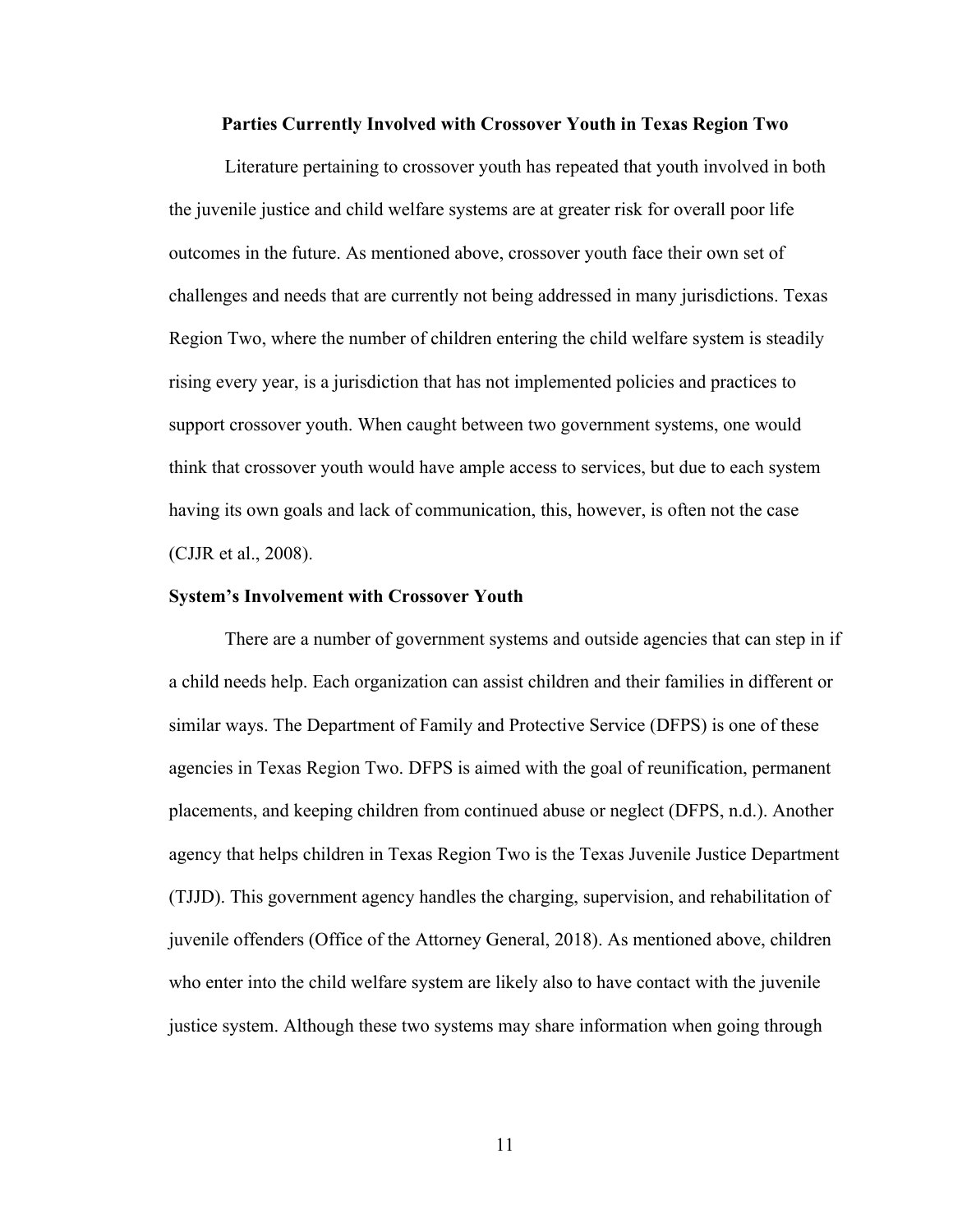## Parties Currently Involved with Crossover Youth in Texas Region Two

Literature pertaining to crossover youth has repeated that youth involved in both the juvenile justice and child welfare systems are at greater risk for overall poor life outcomes in the future. As mentioned above, crossover youth face their own set of challenges and needs that are currently not being addressed in many jurisdictions. Texas Region Two, where the number of children entering the child welfare system is steadily rising every year, is a jurisdiction that has not implemented policies and practices to support crossover youth. When caught between two government systems, one would think that crossover youth would have ample access to services, but due to each system having its own goals and lack of communication, this, however, is often not the case (CJJR et al., 2008).

### System's Involvement with Crossover Youth

There are a number of government systems and outside agencies that can step in if a child needs help. Each organization can assist children and their families in different or similar ways. The Department of Family and Protective Service (DFPS) is one of these agencies in Texas Region Two. DFPS is aimed with the goal of reunification, permanent placements, and keeping children from continued abuse or neglect (DFPS, n.d.). Another agency that helps children in Texas Region Two is the Texas Juvenile Justice Department (TJJD). This government agency handles the charging, supervision, and rehabilitation of juvenile offenders (Office of the Attorney General, 2018). As mentioned above, children who enter into the child welfare system are likely also to have contact with the juvenile justice system. Although these two systems may share information when going through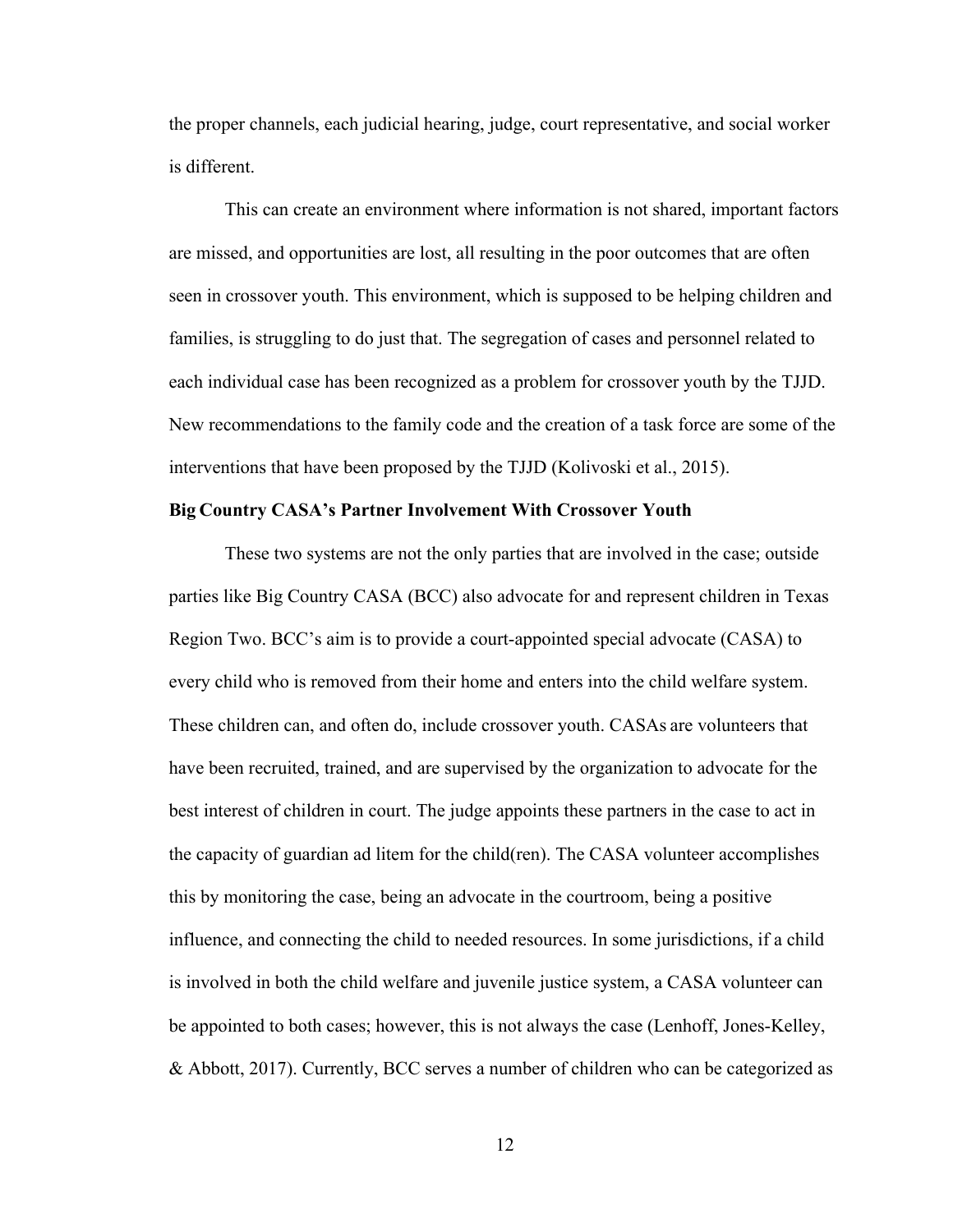the proper channels, each judicial hearing, judge, court representative, and social worker is different.

This can create an environment where information is not shared, important factors are missed, and opportunities are lost, all resulting in the poor outcomes that are often seen in crossover youth. This environment, which is supposed to be helping children and families, is struggling to do just that. The segregation of cases and personnel related to each individual case has been recognized as a problem for crossover youth by the TJJD. New recommendations to the family code and the creation of a task force are some of the interventions that have been proposed by the TJJD (Kolivoski et al., 2015).

**Big Country CASA's Partner Involvement With Crossover Youth**

These two systems are not the only parties that are involved in the case; outside parties like Big Country CASA (BCC) also advocate for and represent children in Texas Region Two. BCC's aim is to provide a court-appointed special advocate (CASA) to every child who is removed from their home and enters into the child welfare system. These children can, and often do, include crossover youth. CASAs are volunteers that have been recruited, trained, and are supervised by the organization to advocate for the best interest of children in court. The judge appoints these partners in the case to act in the capacity of guardian ad litem for the child(ren). The CASA volunteer accomplishes this by monitoring the case, being an advocate in the courtroom, being a positive influence, and connecting the child to needed resources. In some jurisdictions, if a child is involved in both the child welfare and juvenile justice system, a CASA volunteer can be appointed to both cases; however, this is not always the case (Lenhoff, Jones-Kelley, & Abbott, 2017). Currently, BCC serves a number of children who can be categorized as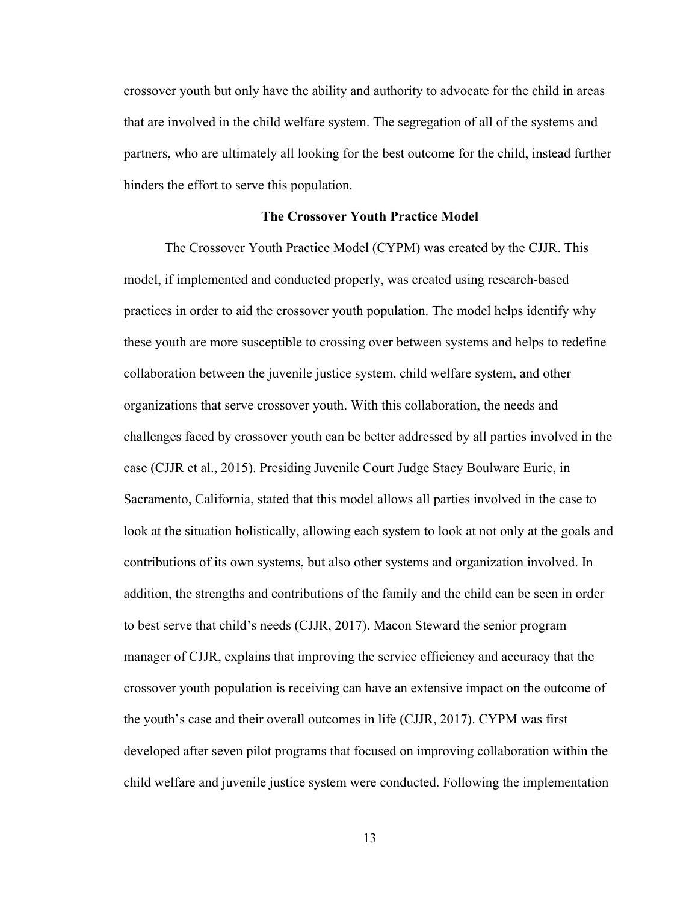crossover youth but only have the ability and authority to advocate for the child in areas that are involved in the child welfare system. The segregation of all of the systems and partners, who are ultimately all looking for the best outcome for the child, instead further hinders the effort to serve this population.

## The Crossover Youth Practice Model

The Crossover Youth Practice Model (CYPM) was created by the CJJR. This model, if implemented and conducted properly, was created using research-based practices in order to aid the crossover youth population. The model helps identify why these youth are more susceptible to crossing over between systems and helps to redefine collaboration between the juvenile justice system, child welfare system, and other organizations that serve crossover youth. With this collaboration, the needs and challenges faced by crossover youth can be better addressed by all parties involved in the case (CJJR et al., 2015). Presiding Juvenile Court Judge Stacy Boulware Eurie, in Sacramento, California, stated that this model allows all parties involved in the case to look at the situation holistically, allowing each system to look at not only at the goals and contributions of its own systems, but also other systems and organization involved. In addition, the strengths and contributions of the family and the child can be seen in order to best serve that child's needs (CJJR, 2017). Macon Steward the senior program manager of CJJR, explains that improving the service efficiency and accuracy that the crossover youth population is receiving can have an extensive impact on the outcome of the youth's case and their overall outcomes in life (CJJR, 2017). CYPM was first developed after seven pilot programs that focused on improving collaboration within the child welfare and juvenile justice system were conducted. Following the implementation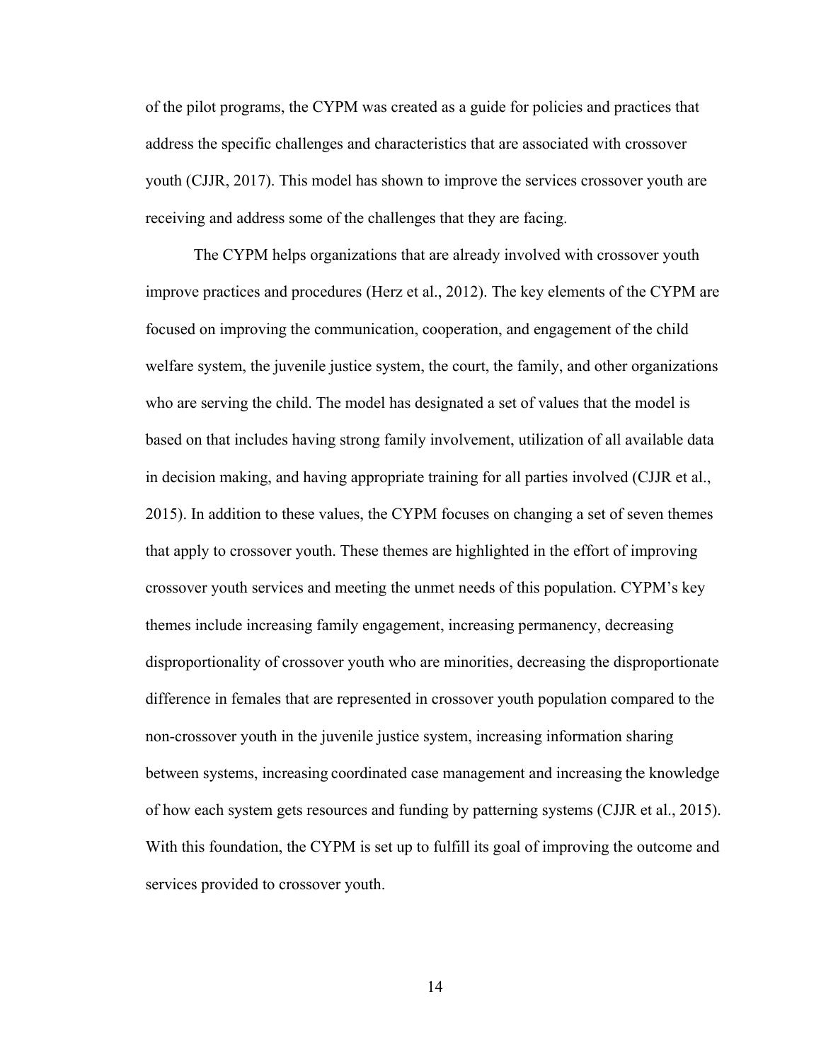of the pilot programs, the CYPM was created as a guide for policies and practices that address the specific challenges and characteristics that are associated with crossover youth (CJJR, 2017). This model has shown to improve the services crossover youth are receiving and address some of the challenges that they are facing.

The CYPM helps organizations that are already involved with crossover youth improve practices and procedures (Herz et al., 2012). The key elements of the CYPM are focused on improving the communication, cooperation, and engagement of the child welfare system, the juvenile justice system, the court, the family, and other organizations who are serving the child. The model has designated a set of values that the model is based on that includes having strong family involvement, utilization of all available data in decision making, and having appropriate training for all parties involved (CJJR et al., 2015). In addition to these values, the CYPM focuses on changing a set of seven themes that apply to crossover youth. These themes are highlighted in the effort of improving crossover youth services and meeting the unmet needs of this population. CYPM's key themes include increasing family engagement, increasing permanency, decreasing disproportionality of crossover youth who are minorities, decreasing the disproportionate difference in females that are represented in crossover youth population compared to the non-crossover youth in the juvenile justice system, increasing information sharing between systems, increasing coordinated case management and increasing the knowledge of how each system gets resources and funding by patterning systems (CJJR et al., 2015). With this foundation, the CYPM is set up to fulfill its goal of improving the outcome and services provided to crossover youth.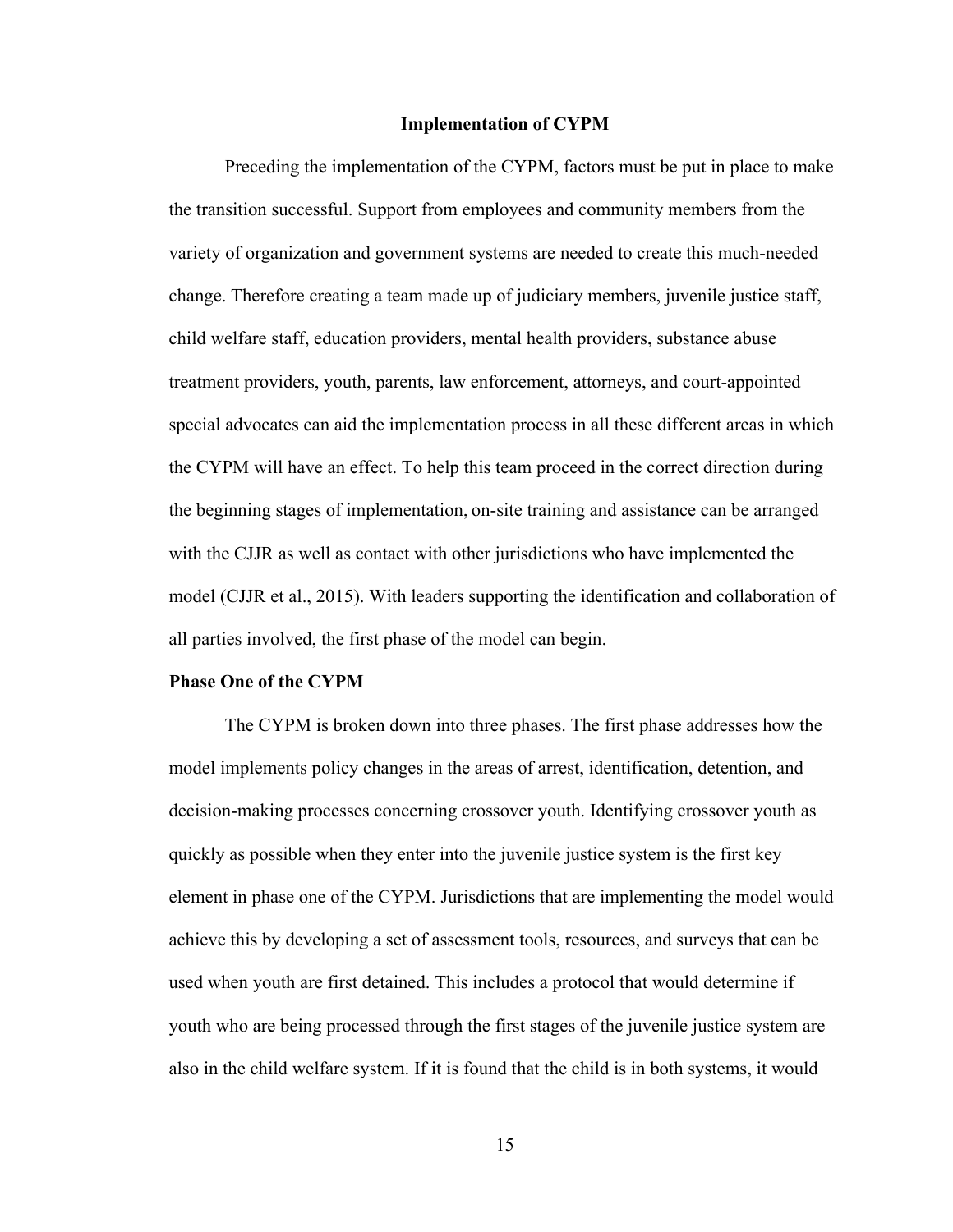## Implementation of CYPM

Preceding the implementation of the CYPM, factors must be put in place to make the transition successful. Support from employees and community members from the variety of organization and government systems are needed to create this much-needed change. Therefore creating a team made up of judiciary members, juvenile justice staff, child welfare staff, education providers, mental health providers, substance abuse treatment providers, youth, parents, law enforcement, attorneys, and court-appointed special advocates can aid the implementation process in all these different areas in which the CYPM will have an effect. To help this team proceed in the correct direction during the beginning stages of implementation, on-site training and assistance can be arranged with the CJJR as well as contact with other jurisdictions who have implemented the model (CJJR et al., 2015). With leaders supporting the identification and collaboration of all parties involved, the first phase of the model can begin.

### Phase One of the CYPM

The CYPM is broken down into three phases. The first phase addresses how the model implements policy changes in the areas of arrest, identification, detention, and decision-making processes concerning crossover youth. Identifying crossover youth as quickly as possible when they enter into the juvenile justice system is the first key element in phase one of the CYPM. Jurisdictions that are implementing the model would achieve this by developing a set of assessment tools, resources, and surveys that can be used when youth are first detained. This includes a protocol that would determine if youth who are being processed through the first stages of the juvenile justice system are also in the child welfare system. If it is found that the child is in both systems, it would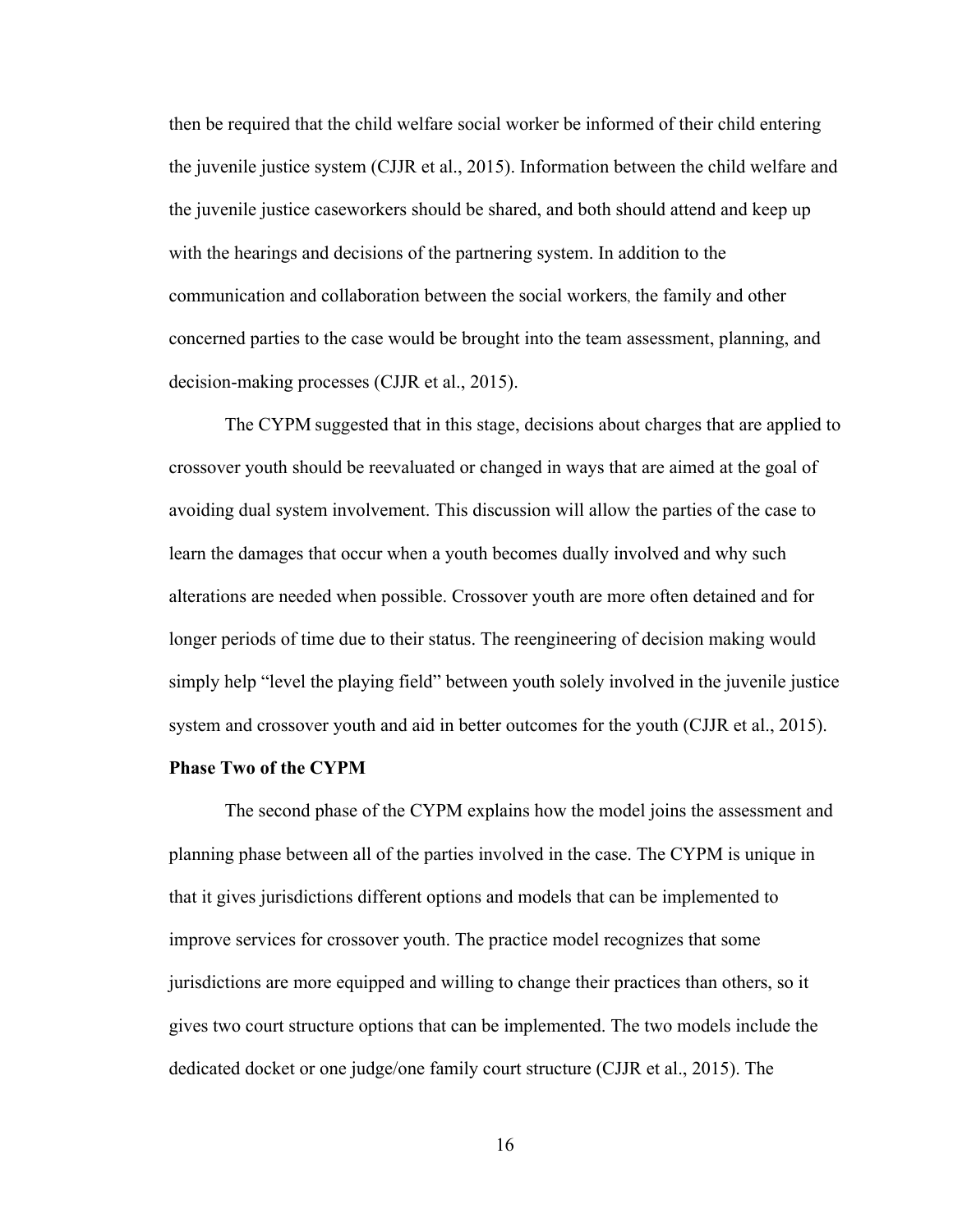then be required that the child welfare social worker be informed of their child entering the juvenile justice system (CJJR et al., 2015). Information between the child welfare and the juvenile justice caseworkers should be shared, and both should attend and keep up with the hearings and decisions of the partnering system. In addition to the communication and collaboration between the social workers, the family and other concerned parties to the case would be brought into the team assessment, planning, and decision-making processes (CJJR et al., 2015).

The CYPM suggested that in this stage, decisions about charges that are applied to crossover youth should be reevaluated or changed in ways that are aimed at the goal of avoiding dual system involvement. This discussion will allow the parties of the case to learn the damages that occur when a youth becomes dually involved and why such alterations are needed when possible. Crossover youth are more often detained and for longer periods of time due to their status. The reengineering of decision making would simply help "level the playing field" between youth solely involved in the juvenile justice system and crossover youth and aid in better outcomes for the youth (CJJR et al., 2015).

**Phase Two of the CYPM**

The second phase of the CYPM explains how the model joins the assessment and planning phase between all of the parties involved in the case. The CYPM is unique in that it gives jurisdictions different options and models that can be implemented to improve services for crossover youth. The practice model recognizes that some jurisdictions are more equipped and willing to change their practices than others, so it gives two court structure options that can be implemented. The two models include the dedicated docket or one judge/one family court structure (CJJR et al., 2015). The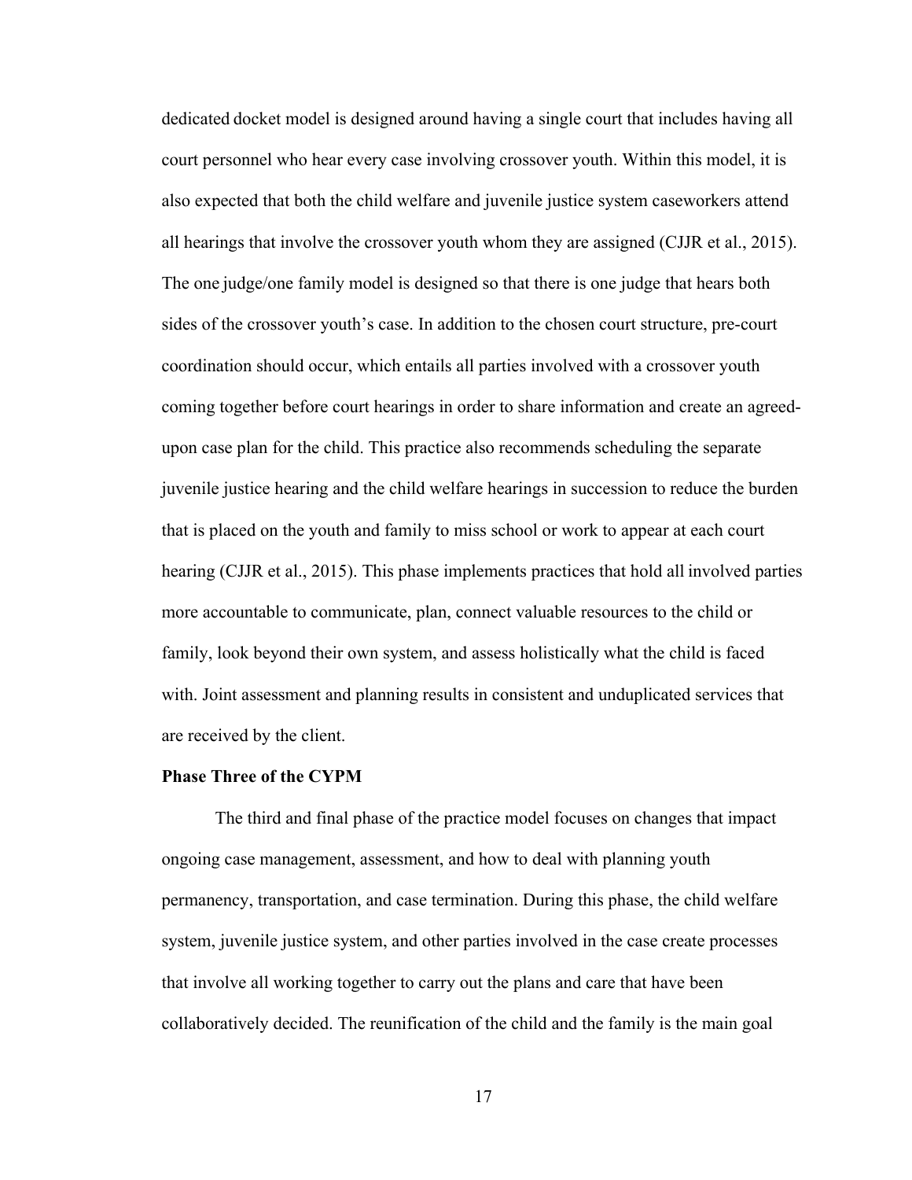dedicated docket model is designed around having a single court that includes having all court personnel who hear every case involving crossover youth. Within this model, it is also expected that both the child welfare and juvenile justice system caseworkers attend all hearings that involve the crossover youth whom they are assigned (CJJR et al., 2015). The one judge/one family model is designed so that there is one judge that hears both sides of the crossover youth's case. In addition to the chosen court structure, pre-court coordination should occur, which entails all parties involved with a crossover youth coming together before court hearings in order to share information and create an agreed-upon case plan for the child. This practice also recommends scheduling the separate juvenile justice hearing and the child welfare hearings in succession to reduce the burden that is placed on the youth and family to miss school or work to appear at each court hearing (CJJR et al., 2015). This phase implements practices that hold all involved parties more accountable to communicate, plan, connect valuable resources to the child or family, look beyond their own system, and assess holistically what the child is faced with. Joint assessment and planning results in consistent and unduplicated services that are received by the client.

**Phase Three of the CYPM**

The third and final phase of the practice model focuses on changes that impact ongoing case management, assessment, and how to deal with planning youth permanency, transportation, and case termination. During this phase, the child welfare system, juvenile justice system, and other parties involved in the case create processes that involve all working together to carry out the plans and care that have been collaboratively decided. The reunification of the child and the family is the main goal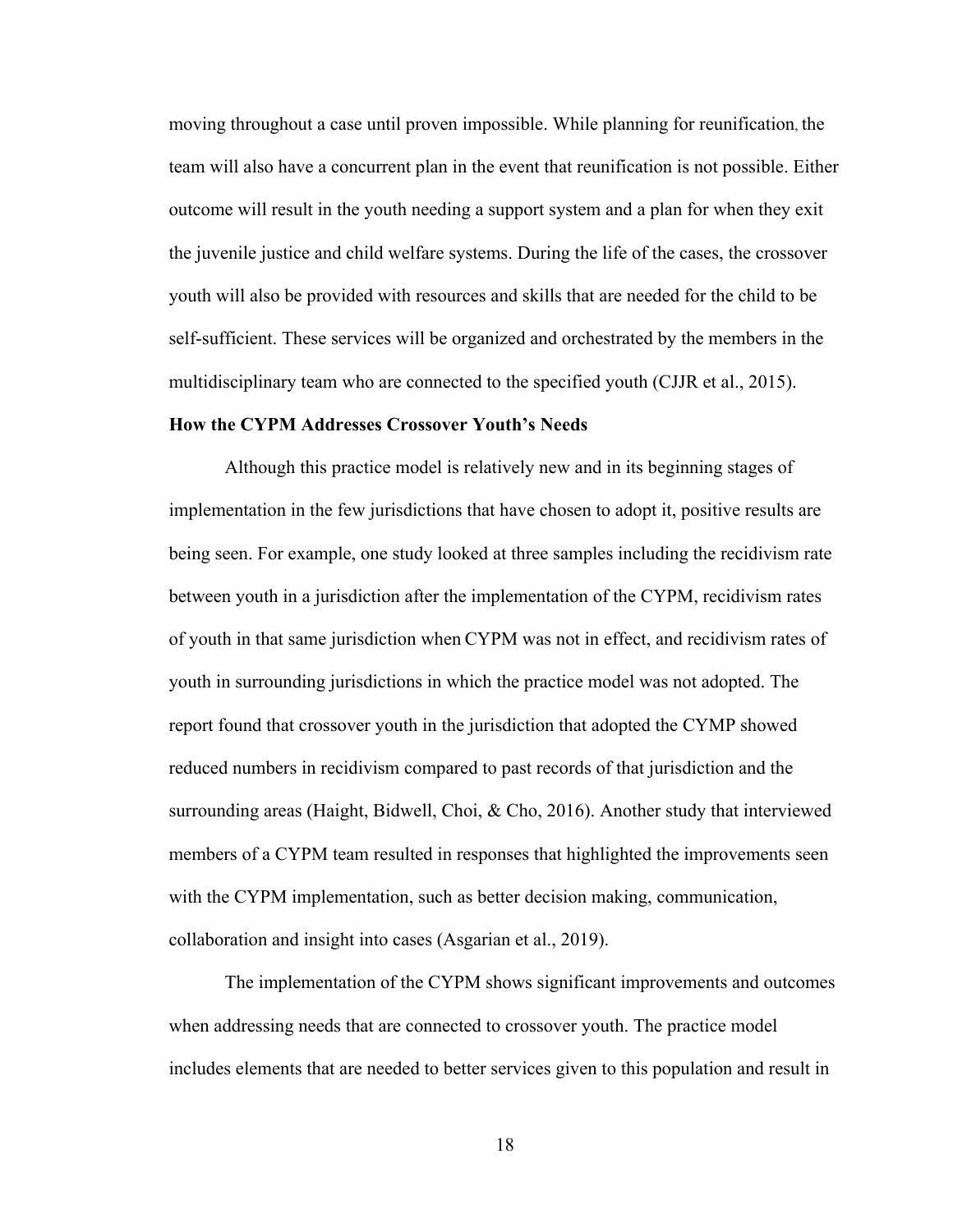moving throughout a case until proven impossible. While planning for reunification, the team will also have a concurrent plan in the event that reunification is not possible. Either outcome will result in the youth needing a support system and a plan for when they exit the juvenile justice and child welfare systems. During the life of the cases, the crossover youth will also be provided with resources and skills that are needed for the child to be self-sufficient. These services will be organized and orchestrated by the members in the multidisciplinary team who are connected to the specified youth (CJJR et al., 2015).

**How the CYPM Addresses Crossover Youth's Needs**

Although this practice model is relatively new and in its beginning stages of implementation in the few jurisdictions that have chosen to adopt it, positive results are being seen. For example, one study looked at three samples including the recidivism rate between youth in a jurisdiction after the implementation of the CYPM, recidivism rates of youth in that same jurisdiction when CYPM was not in effect, and recidivism rates of youth in surrounding jurisdictions in which the practice model was not adopted. The report found that crossover youth in the jurisdiction that adopted the CYMP showed reduced numbers in recidivism compared to past records of that jurisdiction and the surrounding areas (Haight, Bidwell, Choi, & Cho, 2016). Another study that interviewed members of a CYPM team resulted in responses that highlighted the improvements seen with the CYPM implementation, such as better decision making, communication, collaboration and insight into cases (Asgarian et al., 2019).

The implementation of the CYPM shows significant improvements and outcomes when addressing needs that are connected to crossover youth. The practice model includes elements that are needed to better services given to this population and result in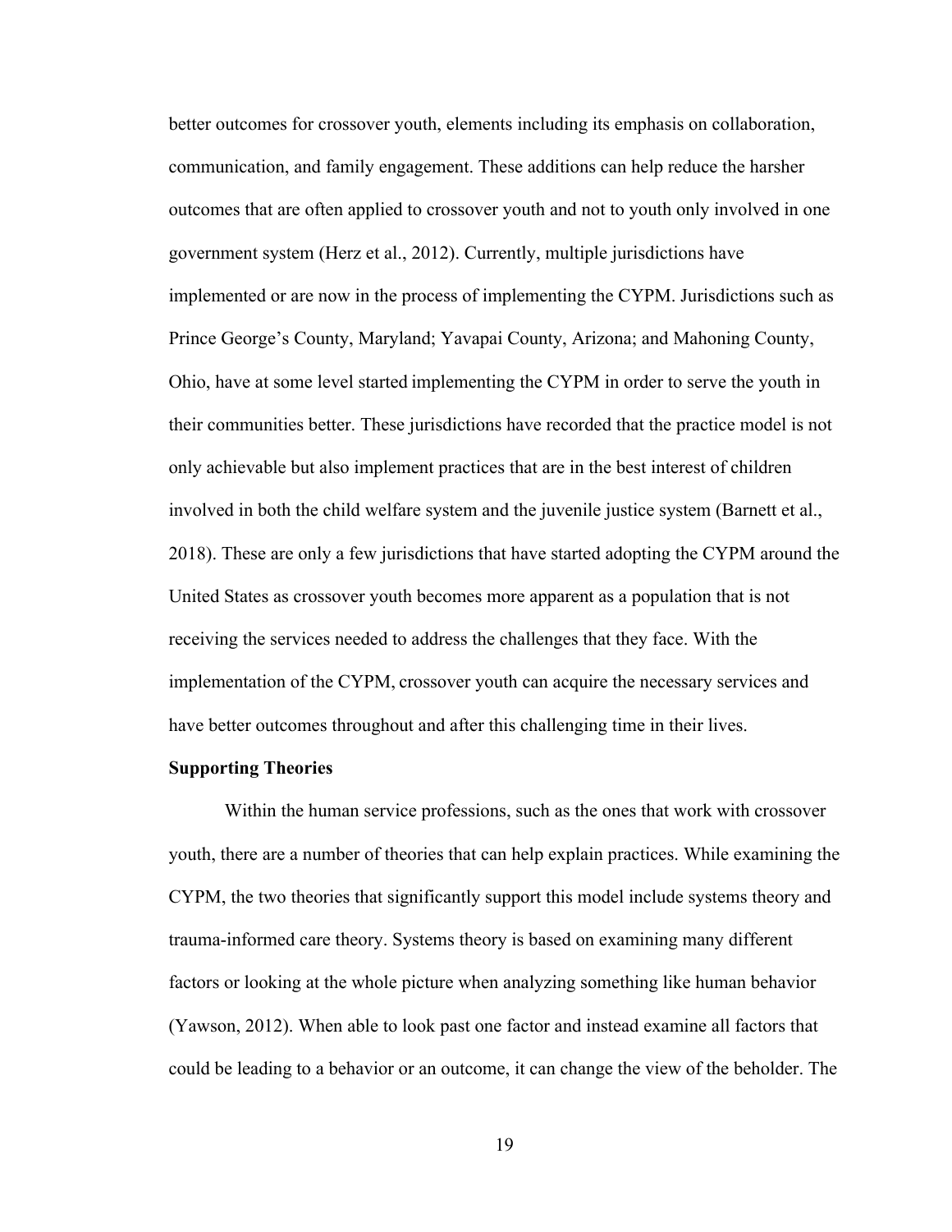better outcomes for crossover youth, elements including its emphasis on collaboration, communication, and family engagement. These additions can help reduce the harsher outcomes that are often applied to crossover youth and not to youth only involved in one government system (Herz et al., 2012). Currently, multiple jurisdictions have implemented or are now in the process of implementing the CYPM. Jurisdictions such as Prince George's County, Maryland; Yavapai County, Arizona; and Mahoning County, Ohio, have at some level started implementing the CYPM in order to serve the youth in their communities better. These jurisdictions have recorded that the practice model is not only achievable but also implement practices that are in the best interest of children involved in both the child welfare system and the juvenile justice system (Barnett et al., 2018). These are only a few jurisdictions that have started adopting the CYPM around the United States as crossover youth becomes more apparent as a population that is not receiving the services needed to address the challenges that they face. With the implementation of the CYPM, crossover youth can acquire the necessary services and have better outcomes throughout and after this challenging time in their lives.

**Supporting Theories**

Within the human service professions, such as the ones that work with crossover youth, there are a number of theories that can help explain practices. While examining the CYPM, the two theories that significantly support this model include systems theory and trauma-informed care theory. Systems theory is based on examining many different factors or looking at the whole picture when analyzing something like human behavior (Yawson, 2012). When able to look past one factor and instead examine all factors that could be leading to a behavior or an outcome, it can change the view of the beholder. The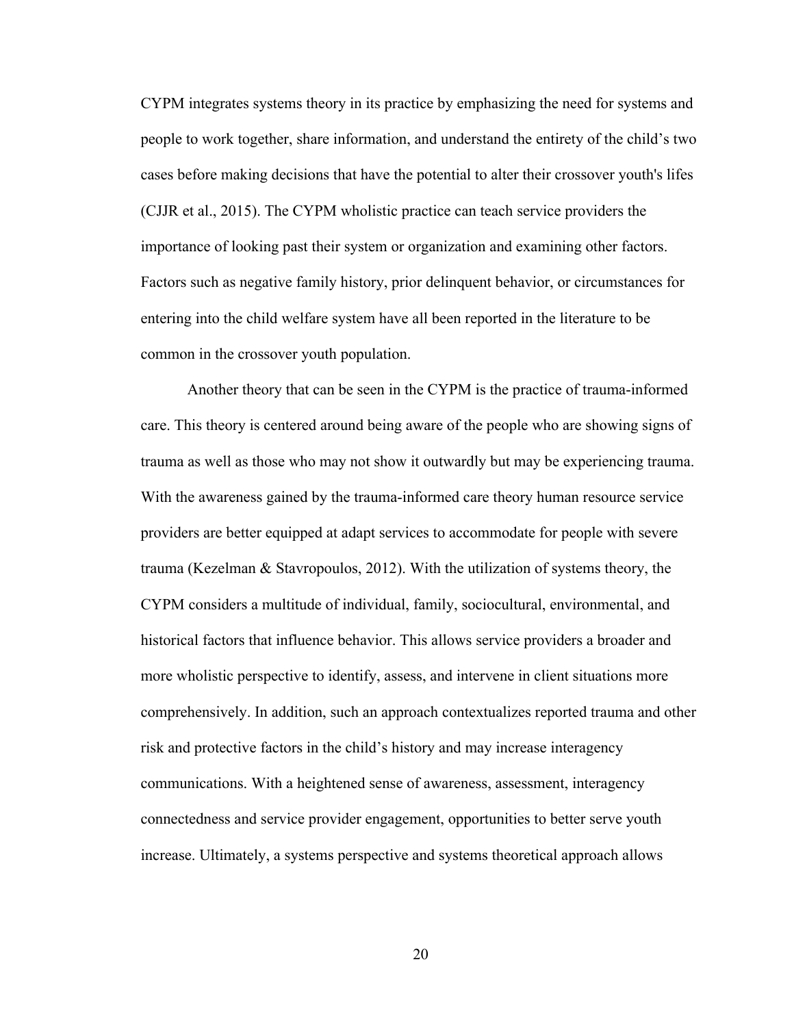CYPM integrates systems theory in its practice by emphasizing the need for systems and people to work together, share information, and understand the entirety of the child's two cases before making decisions that have the potential to alter their crossover youth's lifes (CJJR et al., 2015). The CYPM wholistic practice can teach service providers the importance of looking past their system or organization and examining other factors. Factors such as negative family history, prior delinquent behavior, or circumstances for entering into the child welfare system have all been reported in the literature to be common in the crossover youth population.

Another theory that can be seen in the CYPM is the practice of trauma-informed care. This theory is centered around being aware of the people who are showing signs of trauma as well as those who may not show it outwardly but may be experiencing trauma. With the awareness gained by the trauma-informed care theory human resource service providers are better equipped at adapt services to accommodate for people with severe trauma (Kezelman & Stavropoulos, 2012). With the utilization of systems theory, the CYPM considers a multitude of individual, family, sociocultural, environmental, and historical factors that influence behavior. This allows service providers a broader and more wholistic perspective to identify, assess, and intervene in client situations more comprehensively. In addition, such an approach contextualizes reported trauma and other risk and protective factors in the child's history and may increase interagency communications. With a heightened sense of awareness, assessment, interagency connectedness and service provider engagement, opportunities to better serve youth increase. Ultimately, a systems perspective and systems theoretical approach allows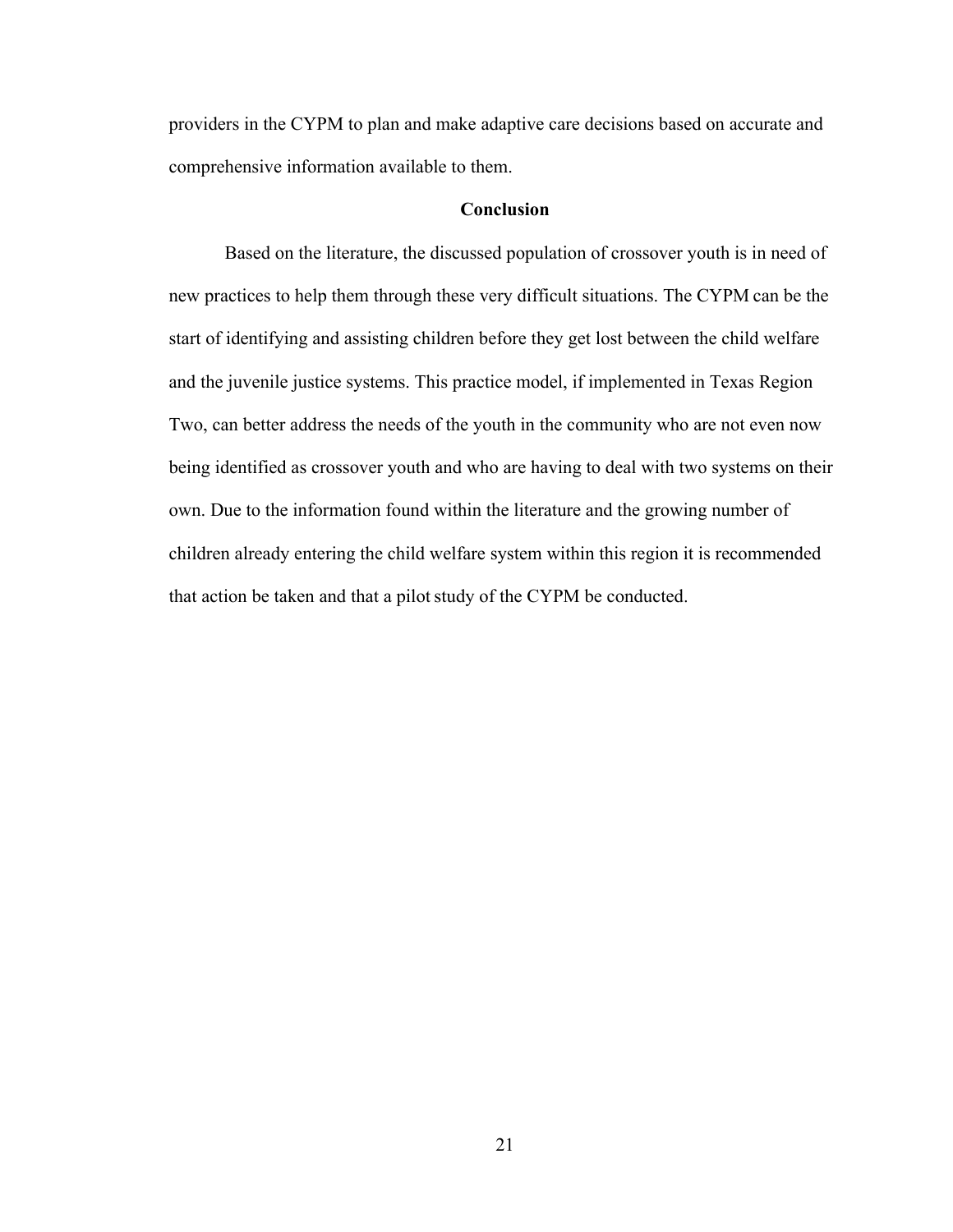providers in the CYPM to plan and make adaptive care decisions based on accurate and comprehensive information available to them.

## Conclusion

Based on the literature, the discussed population of crossover youth is in need of new practices to help them through these very difficult situations. The CYPM can be the start of identifying and assisting children before they get lost between the child welfare and the juvenile justice systems. This practice model, if implemented in Texas Region Two, can better address the needs of the youth in the community who are not even now being identified as crossover youth and who are having to deal with two systems on their own. Due to the information found within the literature and the growing number of children already entering the child welfare system within this region it is recommended that action be taken and that a pilot study of the CYPM be conducted.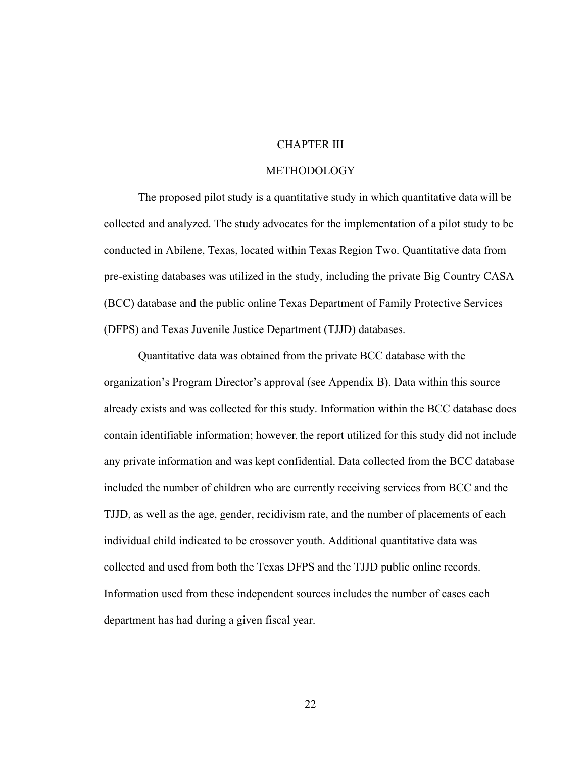# CHAPTER III

# METHODOLOGY

The proposed pilot study is a quantitative study in which quantitative data will be collected and analyzed. The study advocates for the implementation of a pilot study to be conducted in Abilene, Texas, located within Texas Region Two. Quantitative data from pre-existing databases was utilized in the study, including the private Big Country CASA (BCC) database and the public online Texas Department of Family Protective Services (DFPS) and Texas Juvenile Justice Department (TJJD) databases.

Quantitative data was obtained from the private BCC database with the organization's Program Director's approval (see Appendix B). Data within this source already exists and was collected for this study. Information within the BCC database does contain identifiable information; however, the report utilized for this study did not include any private information and was kept confidential. Data collected from the BCC database included the number of children who are currently receiving services from BCC and the TJJD, as well as the age, gender, recidivism rate, and the number of placements of each individual child indicated to be crossover youth. Additional quantitative data was collected and used from both the Texas DFPS and the TJJD public online records. Information used from these independent sources includes the number of cases each department has had during a given fiscal year.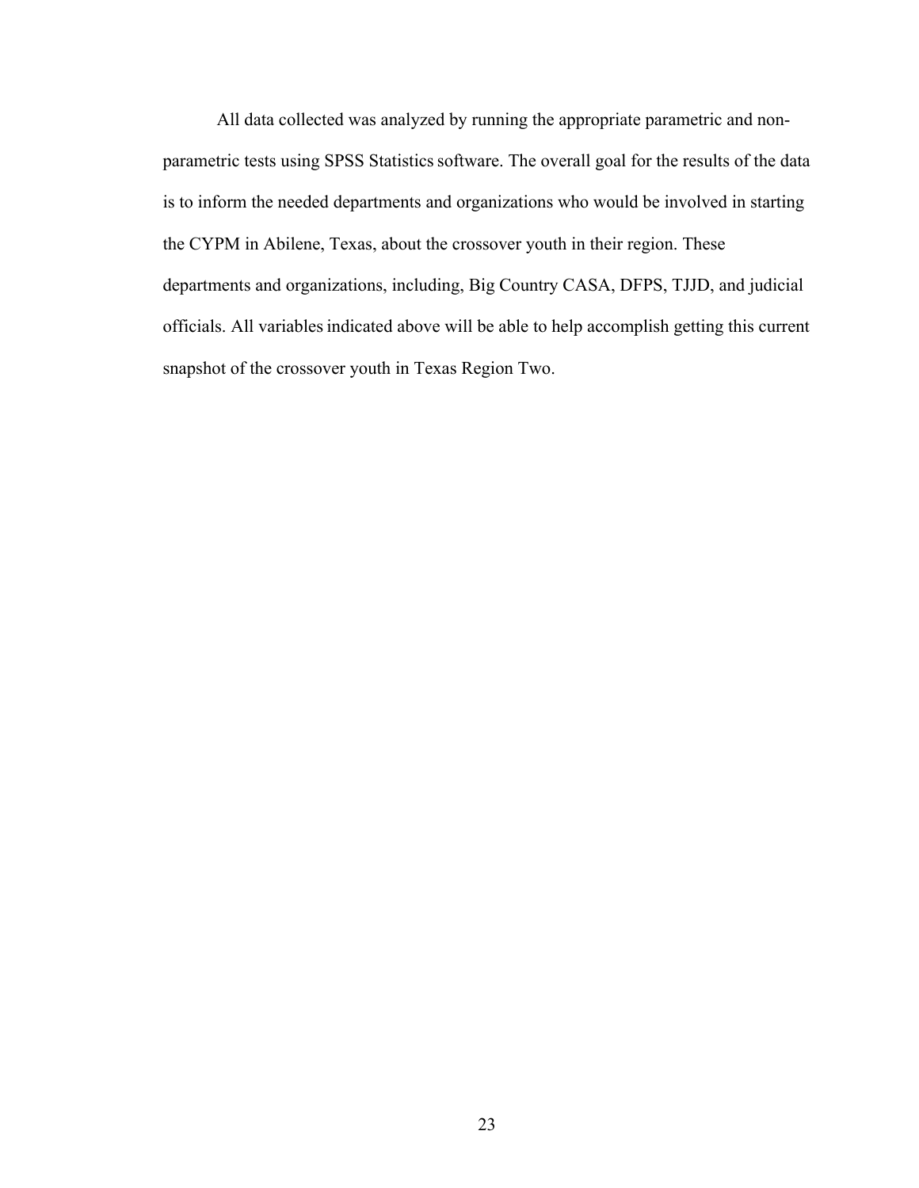All data collected was analyzed by running the appropriate parametric and non-parametric tests using SPSS Statistics software. The overall goal for the results of the data is to inform the needed departments and organizations who would be involved in starting the CYPM in Abilene, Texas, about the crossover youth in their region. These departments and organizations, including, Big Country CASA, DFPS, TJJD, and judicial officials. All variables indicated above will be able to help accomplish getting this current snapshot of the crossover youth in Texas Region Two.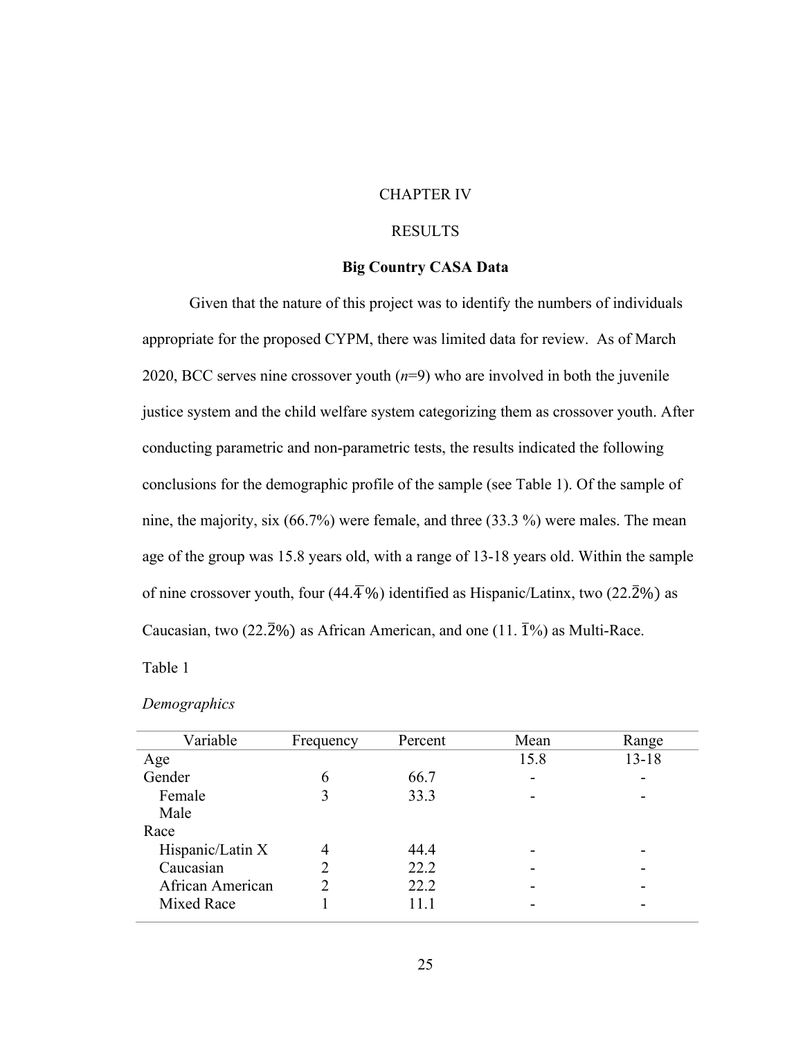# CHAPTER IV

# RESULTS

## Big Country CASA Data

Given that the nature of this project was to identify the numbers of individuals appropriate for the proposed CYPM, there was limited data for review. As of March 2020, BCC serves nine crossover youth (*n*=9) who are involved in both the juvenile justice system and the child welfare system categorizing them as crossover youth. After conducting parametric and non-parametric tests, the results indicated the following conclusions for the demographic profile of the sample (see Table 1). Of the sample of nine, the majority, six (66.7%) were female, and three (33.3 %) were males. The mean age of the group was 15.8 years old, with a range of 13-18 years old. Within the sample of nine crossover youth, four ($44.\overline{4}$%) identified as Hispanic/Latinx, two ($22.\overline{2}$%) as Caucasian, two ($22.\overline{2}$%) as African American, and one ($11.\overline{1}$%) as Multi-Race.

Table 1

*Demographics*

| Variable | Frequency | Percent | Mean | Range |
|---|---|---|---|---|
| Age | | | 15.8 | 13-18 |
| Gender | 6 | 66.7 | - | - |
| Female | 3 | 33.3 | - | - |
| Male | | | | |
| Race | | | | |
| Hispanic/Latin X | 4 | 44.4 | - | - |
| Caucasian | 2 | 22.2 | - | - |
| African American | 2 | 22.2 | - | - |
| Mixed Race | 1 | 11.1 | - | - |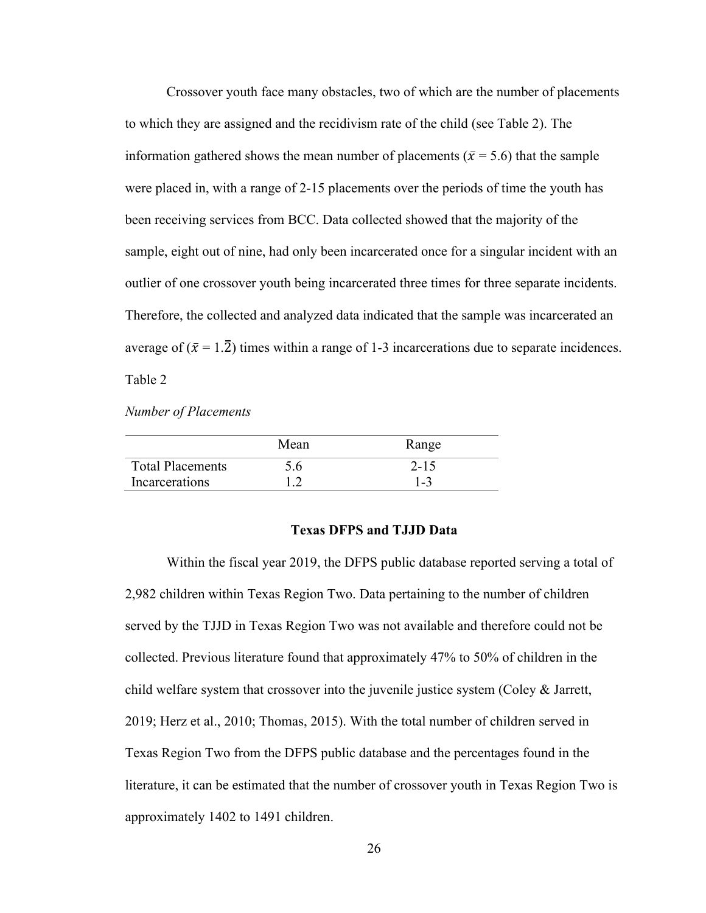Crossover youth face many obstacles, two of which are the number of placements to which they are assigned and the recidivism rate of the child (see Table 2). The information gathered shows the mean number of placements ($\bar{x}$ = 5.6) that the sample were placed in, with a range of 2-15 placements over the periods of time the youth has been receiving services from BCC. Data collected showed that the majority of the sample, eight out of nine, had only been incarcerated once for a singular incident with an outlier of one crossover youth being incarcerated three times for three separate incidents. Therefore, the collected and analyzed data indicated that the sample was incarcerated an average of ($\bar{x}$ = $1.\overline{2}$) times within a range of 1-3 incarcerations due to separate incidences.

Table 2

*Number of Placements*

| | Mean | Range |
|---|---|---|
| Total Placements | 5.6 | 2-15 |
| Incarcerations | 1.2 | 1-3 |

## Texas DFPS and TJJD Data

Within the fiscal year 2019, the DFPS public database reported serving a total of 2,982 children within Texas Region Two. Data pertaining to the number of children served by the TJJD in Texas Region Two was not available and therefore could not be collected. Previous literature found that approximately 47% to 50% of children in the child welfare system that crossover into the juvenile justice system (Coley & Jarrett, 2019; Herz et al., 2010; Thomas, 2015). With the total number of children served in Texas Region Two from the DFPS public database and the percentages found in the literature, it can be estimated that the number of crossover youth in Texas Region Two is approximately 1402 to 1491 children.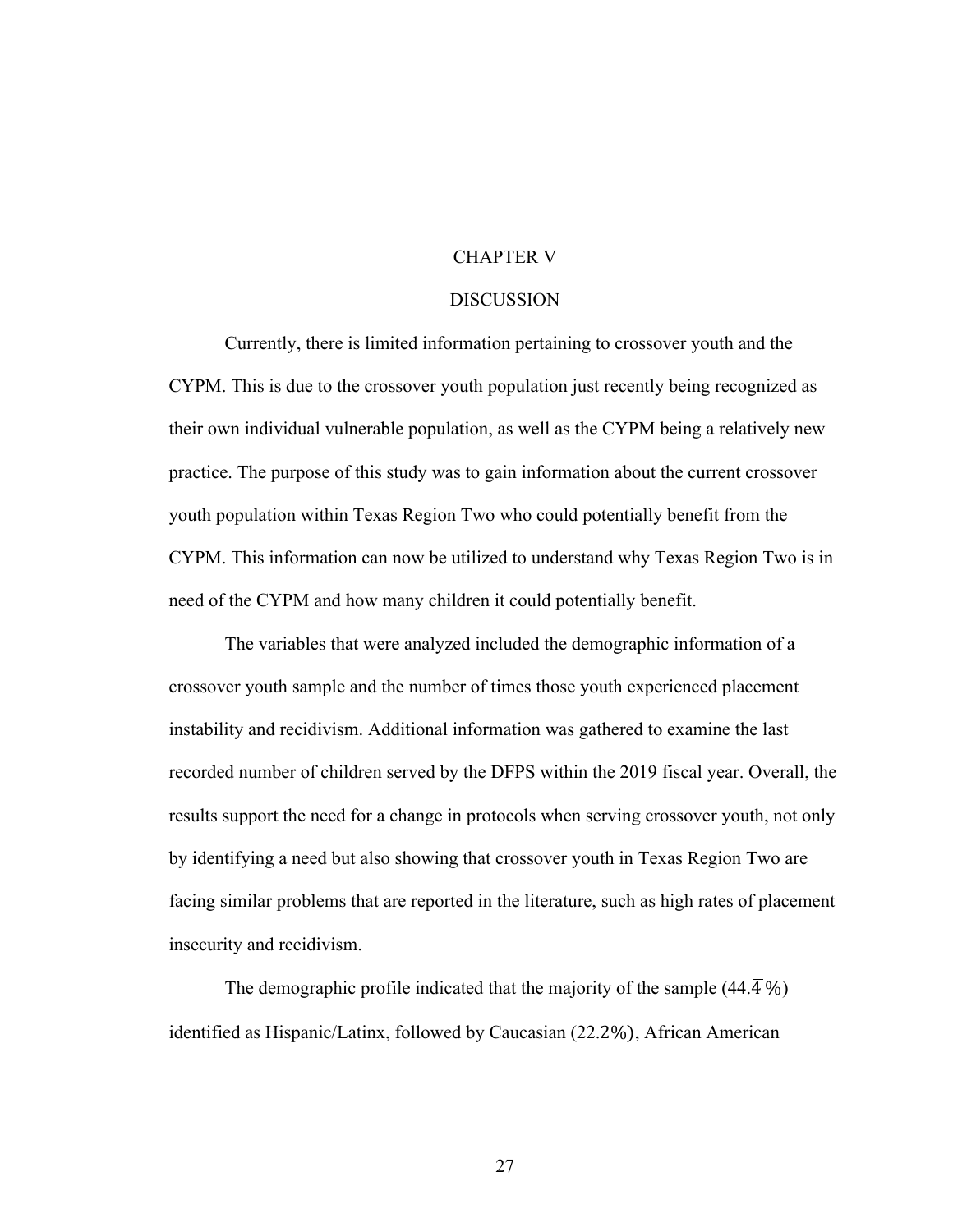# CHAPTER V

# DISCUSSION

Currently, there is limited information pertaining to crossover youth and the CYPM. This is due to the crossover youth population just recently being recognized as their own individual vulnerable population, as well as the CYPM being a relatively new practice. The purpose of this study was to gain information about the current crossover youth population within Texas Region Two who could potentially benefit from the CYPM. This information can now be utilized to understand why Texas Region Two is in need of the CYPM and how many children it could potentially benefit.

The variables that were analyzed included the demographic information of a crossover youth sample and the number of times those youth experienced placement instability and recidivism. Additional information was gathered to examine the last recorded number of children served by the DFPS within the 2019 fiscal year. Overall, the results support the need for a change in protocols when serving crossover youth, not only by identifying a need but also showing that crossover youth in Texas Region Two are facing similar problems that are reported in the literature, such as high rates of placement insecurity and recidivism.

The demographic profile indicated that the majority of the sample ($44.\overline{4}$%) identified as Hispanic/Latinx, followed by Caucasian ($22.\overline{2}$%), African American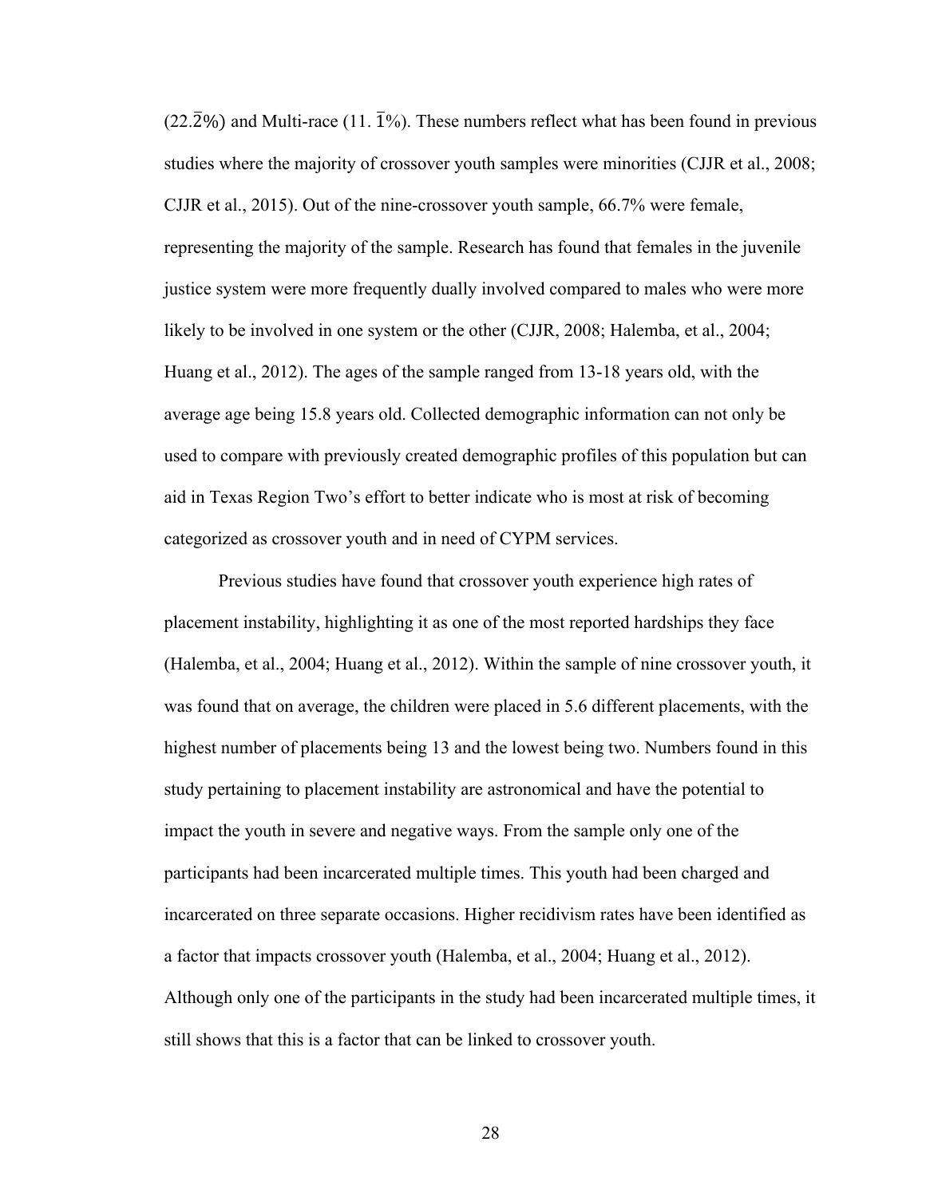($22.\overline{2}$%) and Multi-race ($11.\overline{1}$%). These numbers reflect what has been found in previous studies where the majority of crossover youth samples were minorities (CJJR et al., 2008; CJJR et al., 2015). Out of the nine-crossover youth sample, 66.7% were female, representing the majority of the sample. Research has found that females in the juvenile justice system were more frequently dually involved compared to males who were more likely to be involved in one system or the other (CJJR, 2008; Halemba, et al., 2004; Huang et al., 2012). The ages of the sample ranged from 13-18 years old, with the average age being 15.8 years old. Collected demographic information can not only be used to compare with previously created demographic profiles of this population but can aid in Texas Region Two's effort to better indicate who is most at risk of becoming categorized as crossover youth and in need of CYPM services.

Previous studies have found that crossover youth experience high rates of placement instability, highlighting it as one of the most reported hardships they face (Halemba, et al., 2004; Huang et al., 2012). Within the sample of nine crossover youth, it was found that on average, the children were placed in 5.6 different placements, with the highest number of placements being 13 and the lowest being two. Numbers found in this study pertaining to placement instability are astronomical and have the potential to impact the youth in severe and negative ways. From the sample only one of the participants had been incarcerated multiple times. This youth had been charged and incarcerated on three separate occasions. Higher recidivism rates have been identified as a factor that impacts crossover youth (Halemba, et al., 2004; Huang et al., 2012). Although only one of the participants in the study had been incarcerated multiple times, it still shows that this is a factor that can be linked to crossover youth.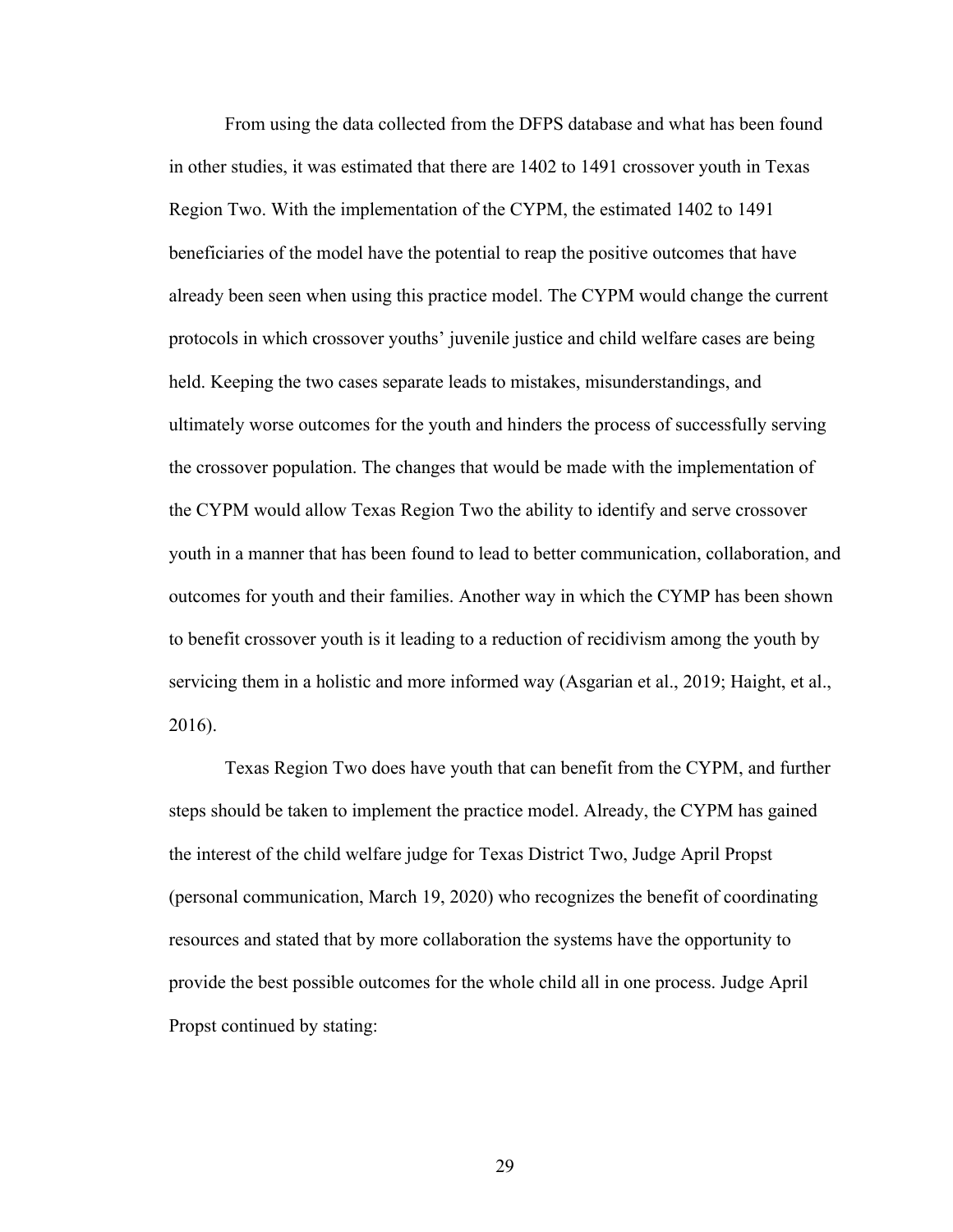From using the data collected from the DFPS database and what has been found in other studies, it was estimated that there are 1402 to 1491 crossover youth in Texas Region Two. With the implementation of the CYPM, the estimated 1402 to 1491 beneficiaries of the model have the potential to reap the positive outcomes that have already been seen when using this practice model. The CYPM would change the current protocols in which crossover youths' juvenile justice and child welfare cases are being held. Keeping the two cases separate leads to mistakes, misunderstandings, and ultimately worse outcomes for the youth and hinders the process of successfully serving the crossover population. The changes that would be made with the implementation of the CYPM would allow Texas Region Two the ability to identify and serve crossover youth in a manner that has been found to lead to better communication, collaboration, and outcomes for youth and their families. Another way in which the CYMP has been shown to benefit crossover youth is it leading to a reduction of recidivism among the youth by servicing them in a holistic and more informed way (Asgarian et al., 2019; Haight, et al., 2016).

Texas Region Two does have youth that can benefit from the CYPM, and further steps should be taken to implement the practice model. Already, the CYPM has gained the interest of the child welfare judge for Texas District Two, Judge April Propst (personal communication, March 19, 2020) who recognizes the benefit of coordinating resources and stated that by more collaboration the systems have the opportunity to provide the best possible outcomes for the whole child all in one process. Judge April Propst continued by stating: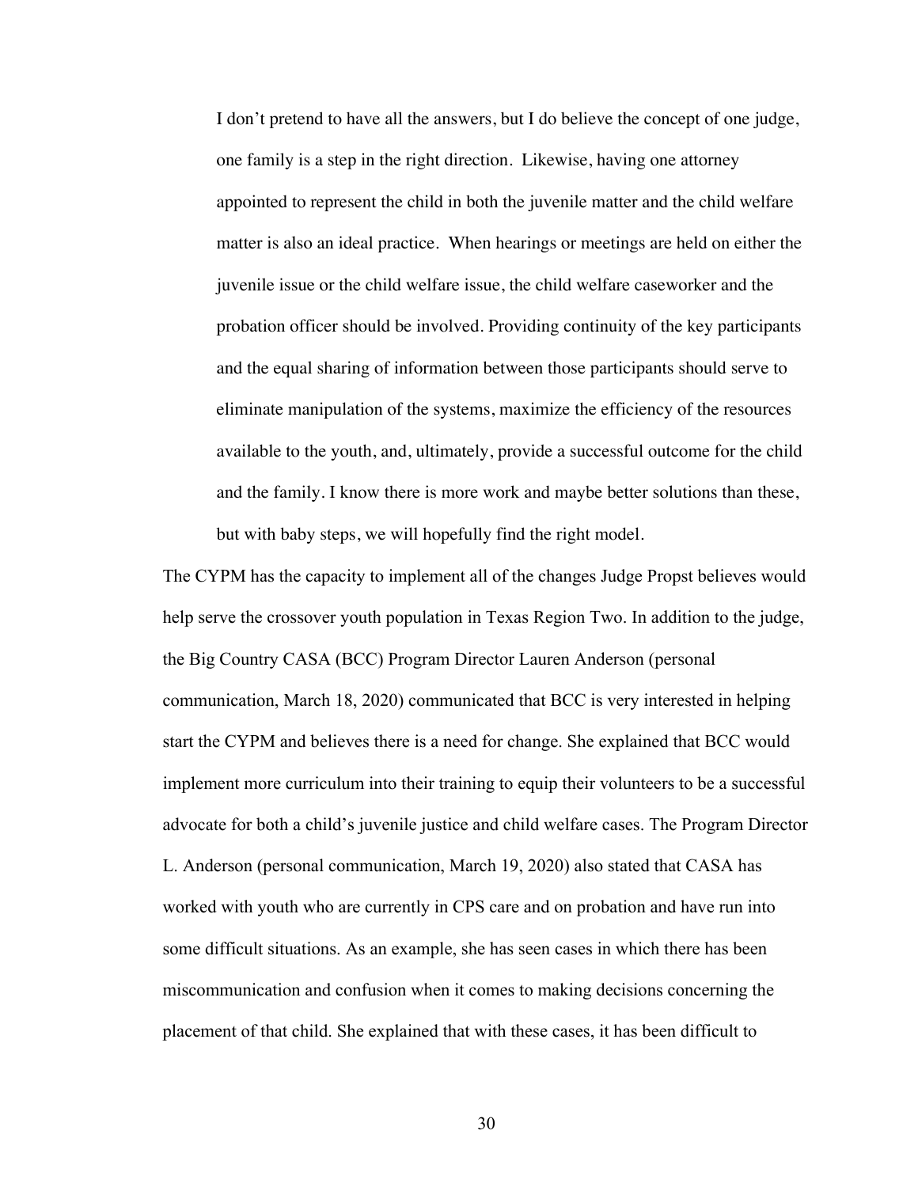> I don't pretend to have all the answers, but I do believe the concept of one judge, one family is a step in the right direction. Likewise, having one attorney appointed to represent the child in both the juvenile matter and the child welfare matter is also an ideal practice. When hearings or meetings are held on either the juvenile issue or the child welfare issue, the child welfare caseworker and the probation officer should be involved. Providing continuity of the key participants and the equal sharing of information between those participants should serve to eliminate manipulation of the systems, maximize the efficiency of the resources available to the youth, and, ultimately, provide a successful outcome for the child and the family. I know there is more work and maybe better solutions than these, but with baby steps, we will hopefully find the right model.

The CYPM has the capacity to implement all of the changes Judge Propst believes would help serve the crossover youth population in Texas Region Two. In addition to the judge, the Big Country CASA (BCC) Program Director Lauren Anderson (personal communication, March 18, 2020) communicated that BCC is very interested in helping start the CYPM and believes there is a need for change. She explained that BCC would implement more curriculum into their training to equip their volunteers to be a successful advocate for both a child's juvenile justice and child welfare cases. The Program Director L. Anderson (personal communication, March 19, 2020) also stated that CASA has worked with youth who are currently in CPS care and on probation and have run into some difficult situations. As an example, she has seen cases in which there has been miscommunication and confusion when it comes to making decisions concerning the placement of that child. She explained that with these cases, it has been difficult to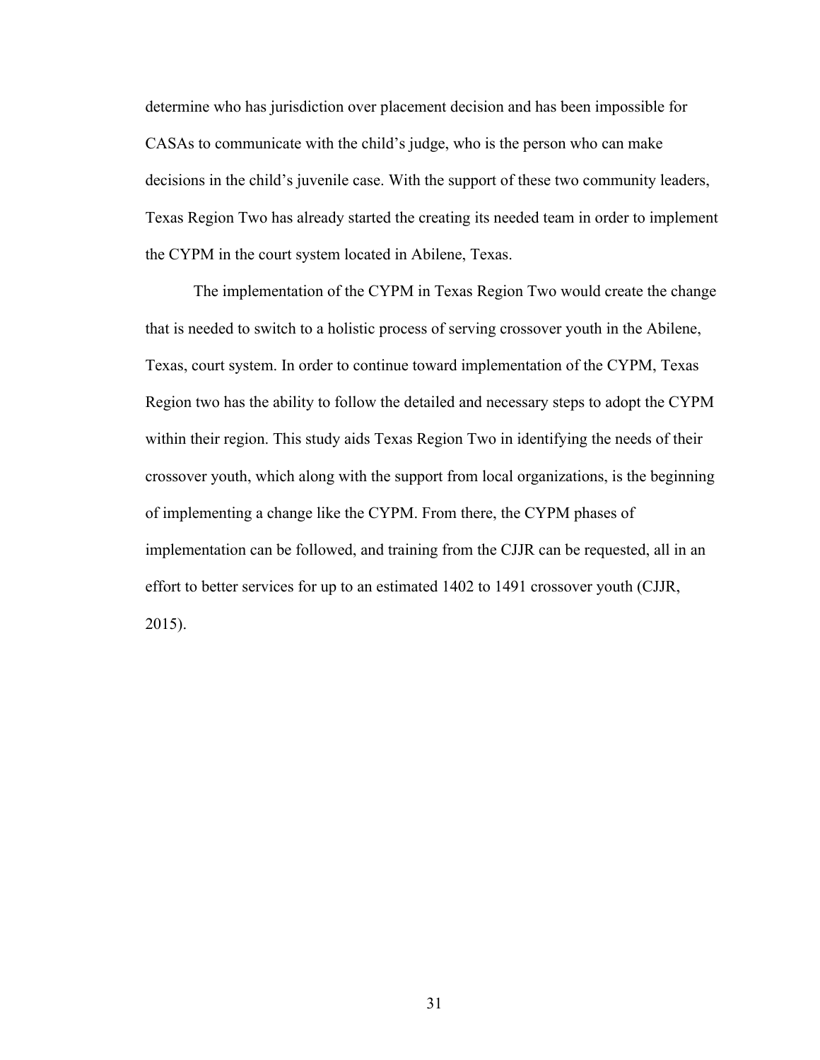determine who has jurisdiction over placement decision and has been impossible for CASAs to communicate with the child's judge, who is the person who can make decisions in the child's juvenile case. With the support of these two community leaders, Texas Region Two has already started the creating its needed team in order to implement the CYPM in the court system located in Abilene, Texas.

The implementation of the CYPM in Texas Region Two would create the change that is needed to switch to a holistic process of serving crossover youth in the Abilene, Texas, court system. In order to continue toward implementation of the CYPM, Texas Region two has the ability to follow the detailed and necessary steps to adopt the CYPM within their region. This study aids Texas Region Two in identifying the needs of their crossover youth, which along with the support from local organizations, is the beginning of implementing a change like the CYPM. From there, the CYPM phases of implementation can be followed, and training from the CJJR can be requested, all in an effort to better services for up to an estimated 1402 to 1491 crossover youth (CJJR, 2015).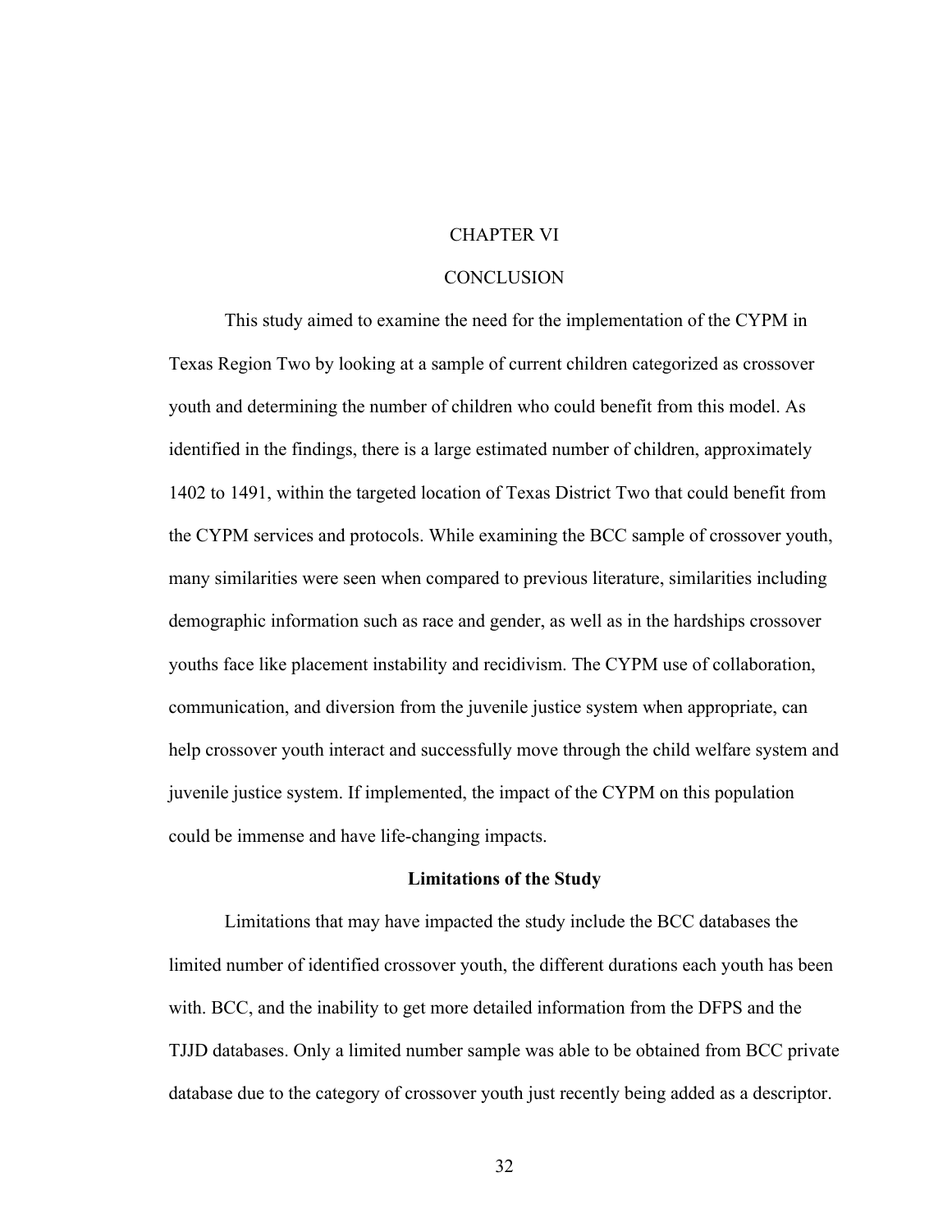# CHAPTER VI

# CONCLUSION

This study aimed to examine the need for the implementation of the CYPM in Texas Region Two by looking at a sample of current children categorized as crossover youth and determining the number of children who could benefit from this model. As identified in the findings, there is a large estimated number of children, approximately 1402 to 1491, within the targeted location of Texas District Two that could benefit from the CYPM services and protocols. While examining the BCC sample of crossover youth, many similarities were seen when compared to previous literature, similarities including demographic information such as race and gender, as well as in the hardships crossover youths face like placement instability and recidivism. The CYPM use of collaboration, communication, and diversion from the juvenile justice system when appropriate, can help crossover youth interact and successfully move through the child welfare system and juvenile justice system. If implemented, the impact of the CYPM on this population could be immense and have life-changing impacts.

## Limitations of the Study

Limitations that may have impacted the study include the BCC databases the limited number of identified crossover youth, the different durations each youth has been with. BCC, and the inability to get more detailed information from the DFPS and the TJJD databases. Only a limited number sample was able to be obtained from BCC private database due to the category of crossover youth just recently being added as a descriptor.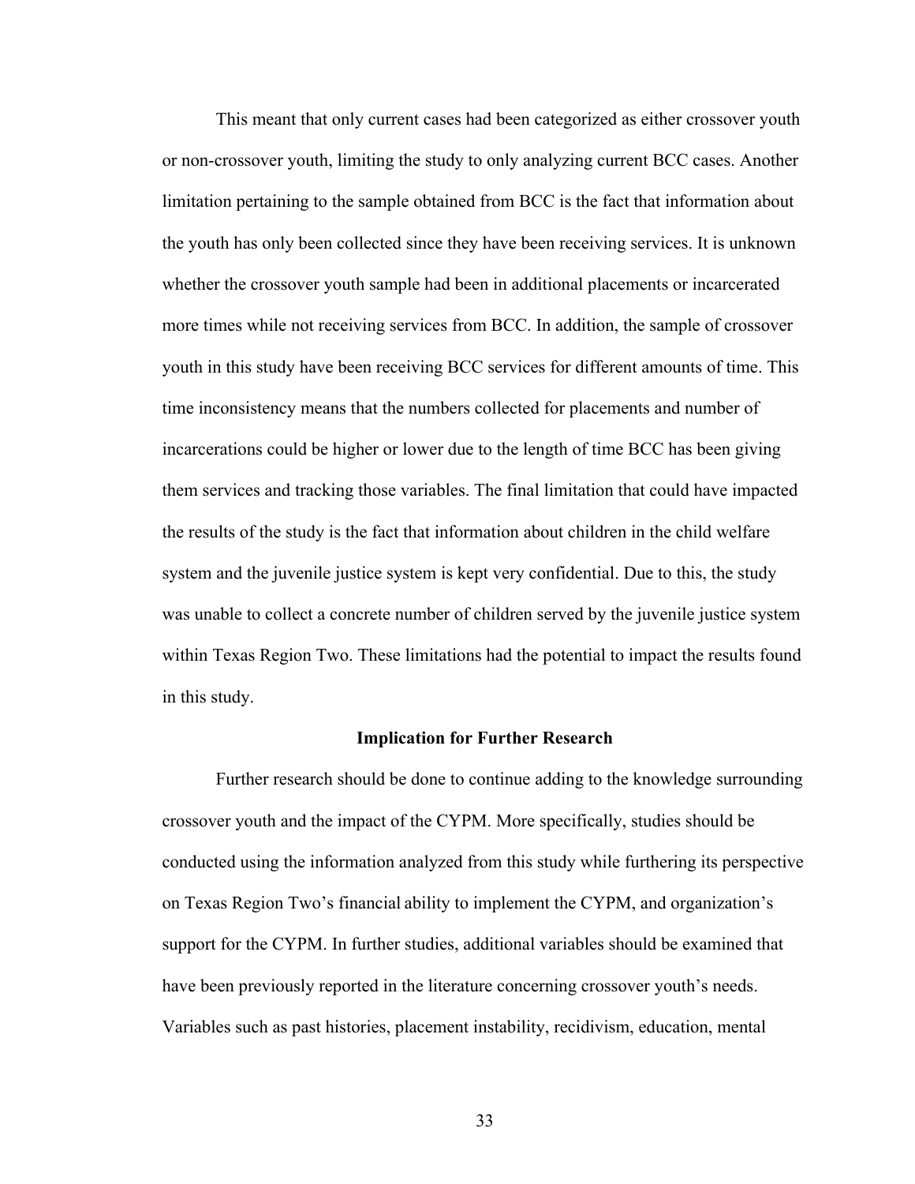This meant that only current cases had been categorized as either crossover youth or non-crossover youth, limiting the study to only analyzing current BCC cases. Another limitation pertaining to the sample obtained from BCC is the fact that information about the youth has only been collected since they have been receiving services. It is unknown whether the crossover youth sample had been in additional placements or incarcerated more times while not receiving services from BCC. In addition, the sample of crossover youth in this study have been receiving BCC services for different amounts of time. This time inconsistency means that the numbers collected for placements and number of incarcerations could be higher or lower due to the length of time BCC has been giving them services and tracking those variables. The final limitation that could have impacted the results of the study is the fact that information about children in the child welfare system and the juvenile justice system is kept very confidential. Due to this, the study was unable to collect a concrete number of children served by the juvenile justice system within Texas Region Two. These limitations had the potential to impact the results found in this study.

## Implication for Further Research

Further research should be done to continue adding to the knowledge surrounding crossover youth and the impact of the CYPM. More specifically, studies should be conducted using the information analyzed from this study while furthering its perspective on Texas Region Two's financial ability to implement the CYPM, and organization's support for the CYPM. In further studies, additional variables should be examined that have been previously reported in the literature concerning crossover youth's needs. Variables such as past histories, placement instability, recidivism, education, mental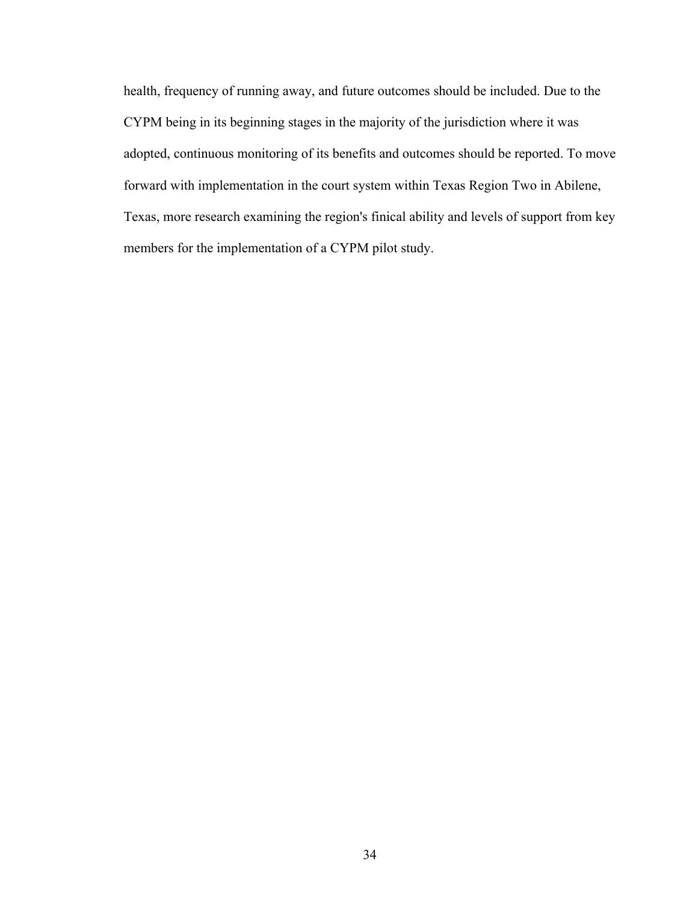health, frequency of running away, and future outcomes should be included. Due to the CYPM being in its beginning stages in the majority of the jurisdiction where it was adopted, continuous monitoring of its benefits and outcomes should be reported. To move forward with implementation in the court system within Texas Region Two in Abilene, Texas, more research examining the region's finical ability and levels of support from key members for the implementation of a CYPM pilot study.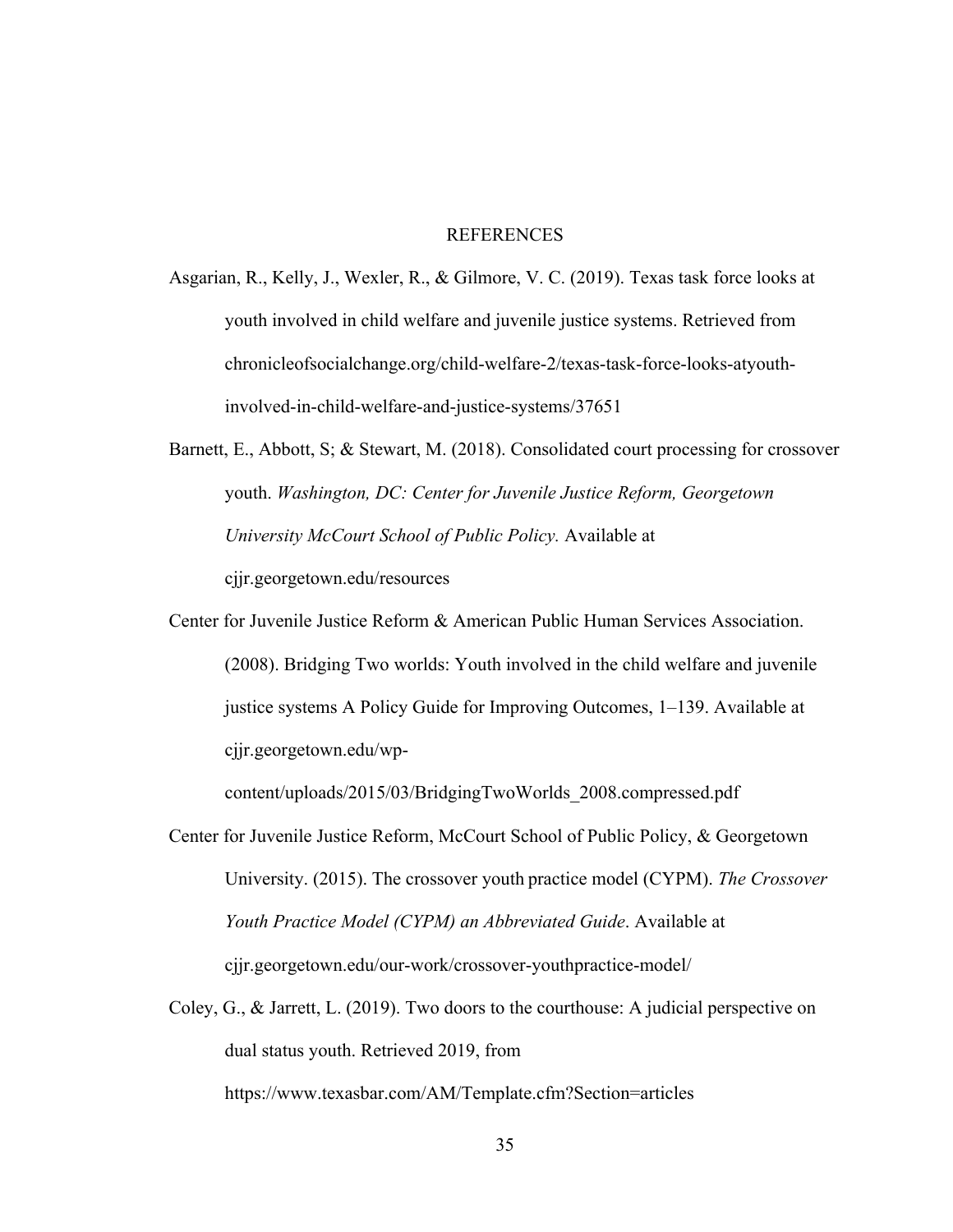# REFERENCES

Asgarian, R., Kelly, J., Wexler, R., & Gilmore, V. C. (2019). Texas task force looks at youth involved in child welfare and juvenile justice systems. Retrieved from chronicleofsocialchange.org/child-welfare-2/texas-task-force-looks-atyouth-involved-in-child-welfare-and-justice-systems/37651

Barnett, E., Abbott, S; & Stewart, M. (2018). Consolidated court processing for crossover youth. *Washington, DC: Center for Juvenile Justice Reform, Georgetown University McCourt School of Public Policy.* Available at cjjr.georgetown.edu/resources

Center for Juvenile Justice Reform & American Public Human Services Association. (2008). Bridging Two worlds: Youth involved in the child welfare and juvenile justice systems A Policy Guide for Improving Outcomes, 1–139. Available at cjjr.georgetown.edu/wp-content/uploads/2015/03/BridgingTwoWorlds_2008.compressed.pdf

Center for Juvenile Justice Reform, McCourt School of Public Policy, & Georgetown University. (2015). The crossover youth practice model (CYPM). *The Crossover Youth Practice Model (CYPM) an Abbreviated Guide*. Available at cjjr.georgetown.edu/our-work/crossover-youthpractice-model/

Coley, G., & Jarrett, L. (2019). Two doors to the courthouse: A judicial perspective on dual status youth. Retrieved 2019, from https://www.texasbar.com/AM/Template.cfm?Section=articles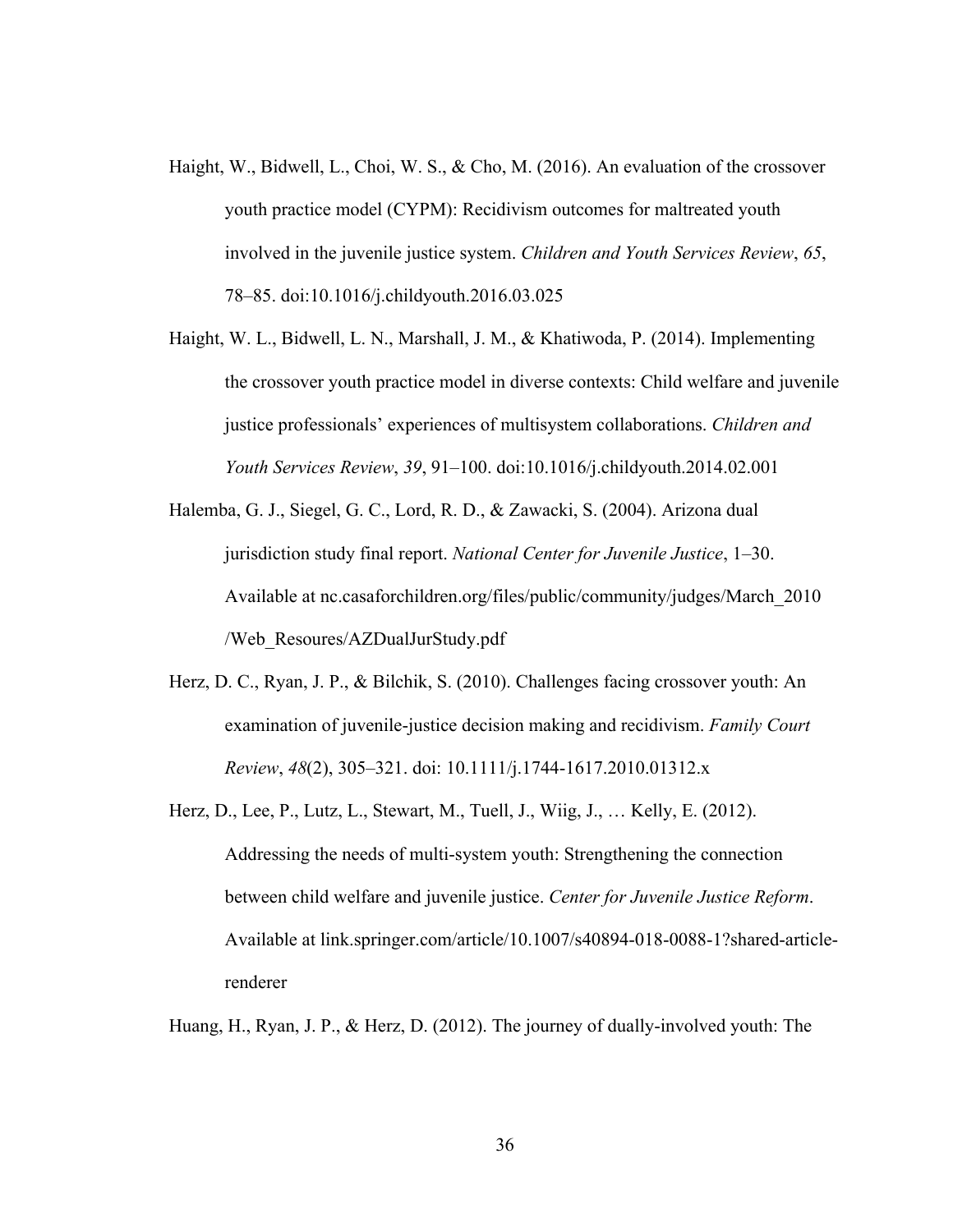Haight, W., Bidwell, L., Choi, W. S., & Cho, M. (2016). An evaluation of the crossover youth practice model (CYPM): Recidivism outcomes for maltreated youth involved in the juvenile justice system. *Children and Youth Services Review*, *65*, 78–85. doi:10.1016/j.childyouth.2016.03.025

Haight, W. L., Bidwell, L. N., Marshall, J. M., & Khatiwoda, P. (2014). Implementing the crossover youth practice model in diverse contexts: Child welfare and juvenile justice professionals' experiences of multisystem collaborations. *Children and Youth Services Review*, *39*, 91–100. doi:10.1016/j.childyouth.2014.02.001

Halemba, G. J., Siegel, G. C., Lord, R. D., & Zawacki, S. (2004). Arizona dual jurisdiction study final report. *National Center for Juvenile Justice*, 1–30. Available at nc.casaforchildren.org/files/public/community/judges/March_2010/Web_Resoures/AZDualJurStudy.pdf

Herz, D. C., Ryan, J. P., & Bilchik, S. (2010). Challenges facing crossover youth: An examination of juvenile-justice decision making and recidivism. *Family Court Review*, *48*(2), 305–321. doi: 10.1111/j.1744-1617.2010.01312.x

Herz, D., Lee, P., Lutz, L., Stewart, M., Tuell, J., Wiig, J., … Kelly, E. (2012). Addressing the needs of multi-system youth: Strengthening the connection between child welfare and juvenile justice. *Center for Juvenile Justice Reform*. Available at link.springer.com/article/10.1007/s40894-018-0088-1?shared-article-renderer

Huang, H., Ryan, J. P., & Herz, D. (2012). The journey of dually-involved youth: The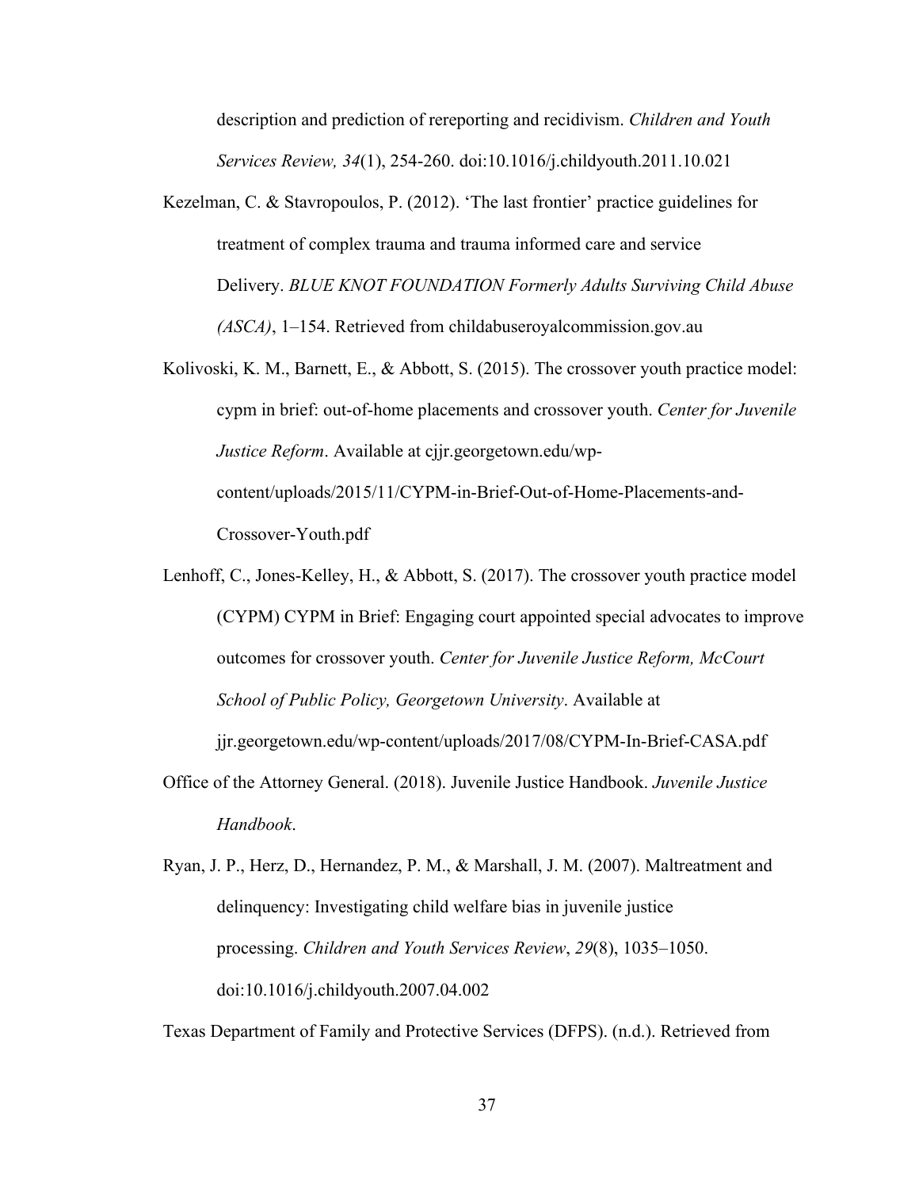description and prediction of rereporting and recidivism. *Children and Youth Services Review, 34*(1), 254-260. doi:10.1016/j.childyouth.2011.10.021

Kezelman, C. & Stavropoulos, P. (2012). 'The last frontier' practice guidelines for treatment of complex trauma and trauma informed care and service Delivery. *BLUE KNOT FOUNDATION Formerly Adults Surviving Child Abuse (ASCA)*, 1–154. Retrieved from childabuseroyalcommission.gov.au

Kolivoski, K. M., Barnett, E., & Abbott, S. (2015). The crossover youth practice model: cypm in brief: out-of-home placements and crossover youth. *Center for Juvenile Justice Reform*. Available at cjjr.georgetown.edu/wp-content/uploads/2015/11/CYPM-in-Brief-Out-of-Home-Placements-and-Crossover-Youth.pdf

Lenhoff, C., Jones-Kelley, H., & Abbott, S. (2017). The crossover youth practice model (CYPM) CYPM in Brief: Engaging court appointed special advocates to improve outcomes for crossover youth. *Center for Juvenile Justice Reform, McCourt School of Public Policy, Georgetown University*. Available at jjr.georgetown.edu/wp-content/uploads/2017/08/CYPM-In-Brief-CASA.pdf

Office of the Attorney General. (2018). Juvenile Justice Handbook. *Juvenile Justice Handbook*.

Ryan, J. P., Herz, D., Hernandez, P. M., & Marshall, J. M. (2007). Maltreatment and delinquency: Investigating child welfare bias in juvenile justice processing. *Children and Youth Services Review*, *29*(8), 1035–1050. doi:10.1016/j.childyouth.2007.04.002

Texas Department of Family and Protective Services (DFPS). (n.d.). Retrieved from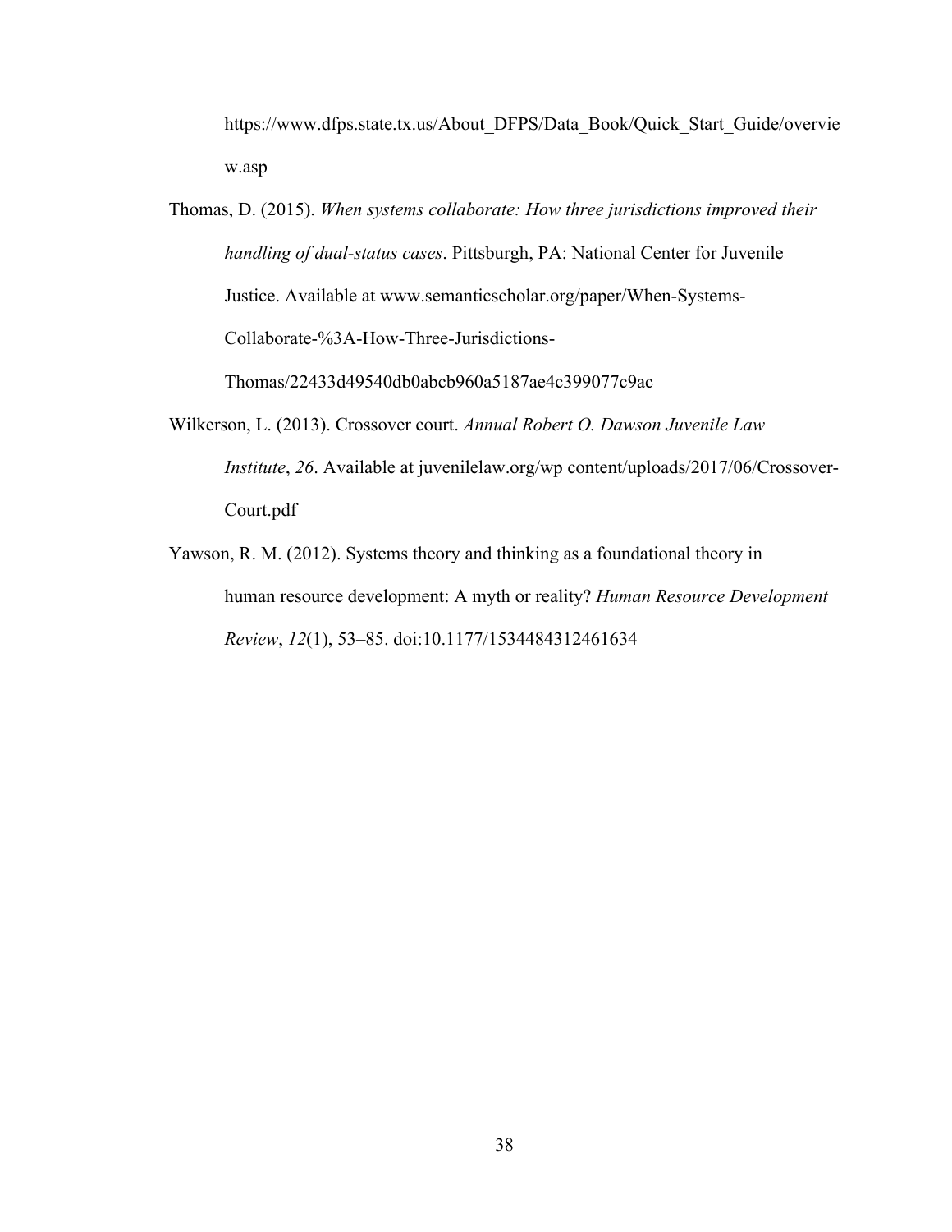https://www.dfps.state.tx.us/About_DFPS/Data_Book/Quick_Start_Guide/overview.asp

Thomas, D. (2015). *When systems collaborate: How three jurisdictions improved their handling of dual-status cases*. Pittsburgh, PA: National Center for Juvenile Justice. Available at www.semanticscholar.org/paper/When-Systems-Collaborate-%3A-How-Three-Jurisdictions-Thomas/22433d49540db0abcb960a5187ae4c399077c9ac

Wilkerson, L. (2013). Crossover court. *Annual Robert O. Dawson Juvenile Law Institute*, *26*. Available at juvenilelaw.org/wp content/uploads/2017/06/Crossover-Court.pdf

Yawson, R. M. (2012). Systems theory and thinking as a foundational theory in human resource development: A myth or reality? *Human Resource Development Review*, *12*(1), 53–85. doi:10.1177/1534484312461634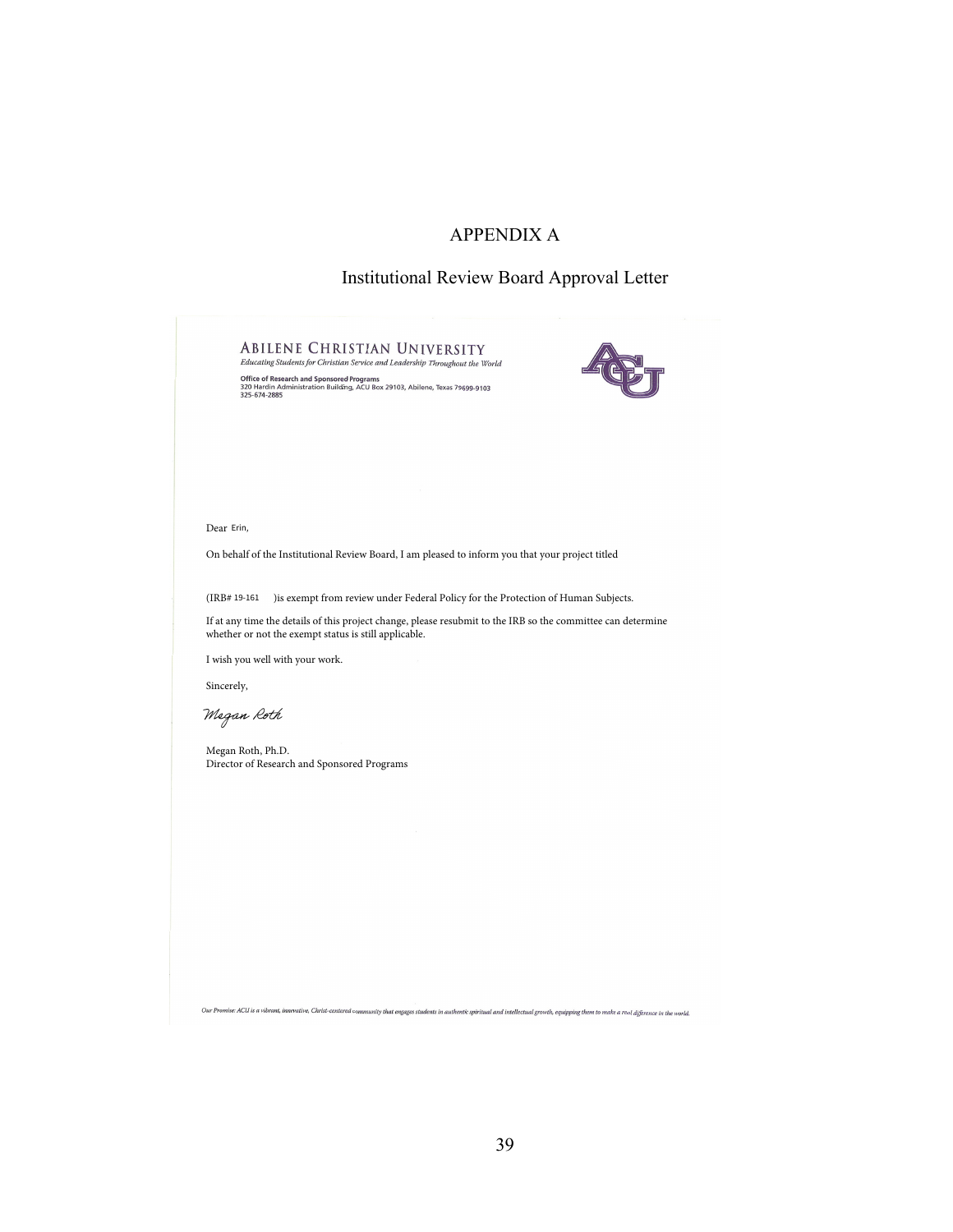# APPENDIX A

## Institutional Review Board Approval Letter

**ABILENE CHRISTIAN UNIVERSITY**
*Educating Students for Christian Service and Leadership Throughout the World*

**Office of Research and Sponsored Programs**
320 Hardin Administration Building, ACU Box 29103, Abilene, Texas 79699-9103
325-674-2885

Dear Erin,

On behalf of the Institutional Review Board, I am pleased to inform you that your project titled

(IRB# 19-161 )is exempt from review under Federal Policy for the Protection of Human Subjects.

If at any time the details of this project change, please resubmit to the IRB so the committee can determine whether or not the exempt status is still applicable.

I wish you well with your work.

Sincerely,

*Megan Roth*

Megan Roth, Ph.D.
Director of Research and Sponsored Programs

*Our Promise: ACU is a vibrant, innovative, Christ-centered community that engages students in authentic spiritual and intellectual growth, equipping them to make a real difference in the world.*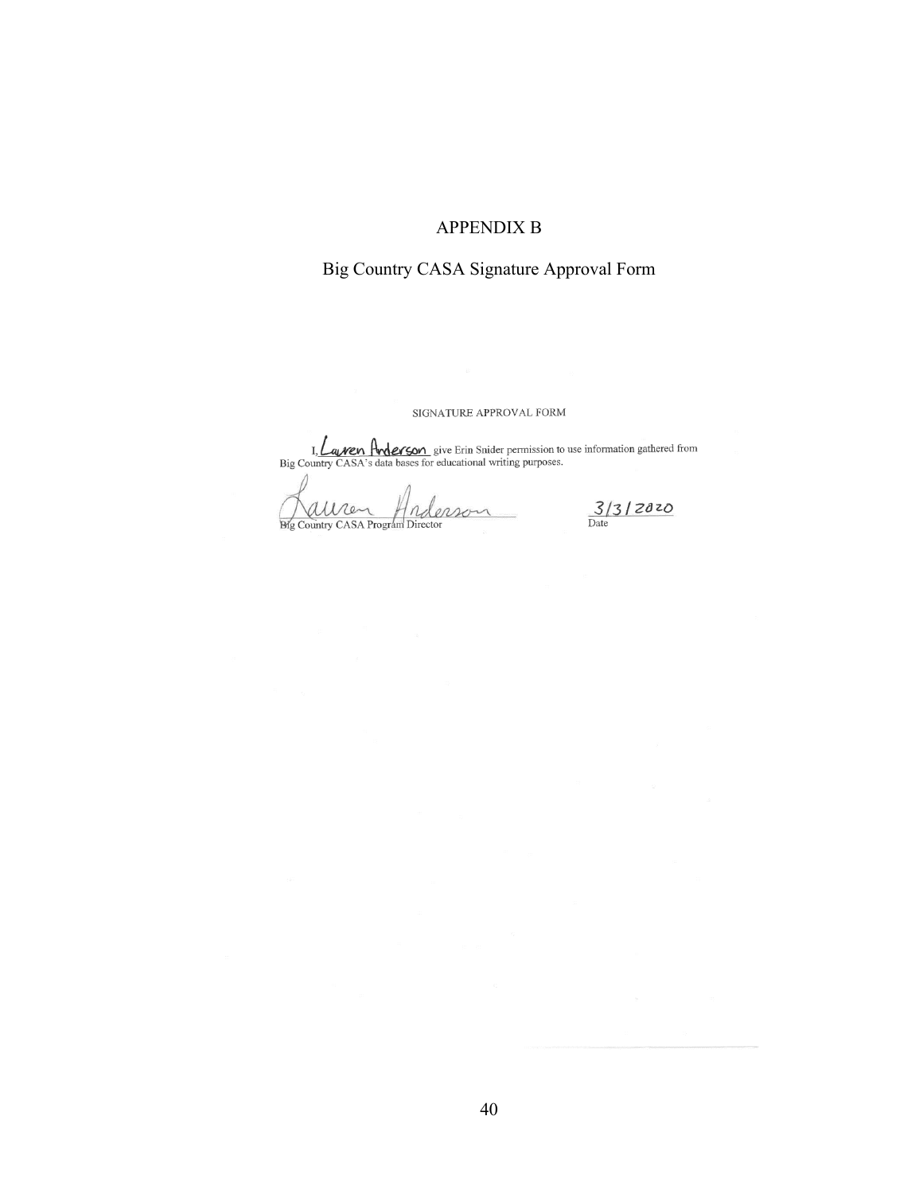# APPENDIX B

## Big Country CASA Signature Approval Form

SIGNATURE APPROVAL FORM

I, Lauren Anderson give Erin Snider permission to use information gathered from Big Country CASA's data bases for educational writing purposes.

Lauren Anderson
Big Country CASA Program Director

3/3/2020
Date